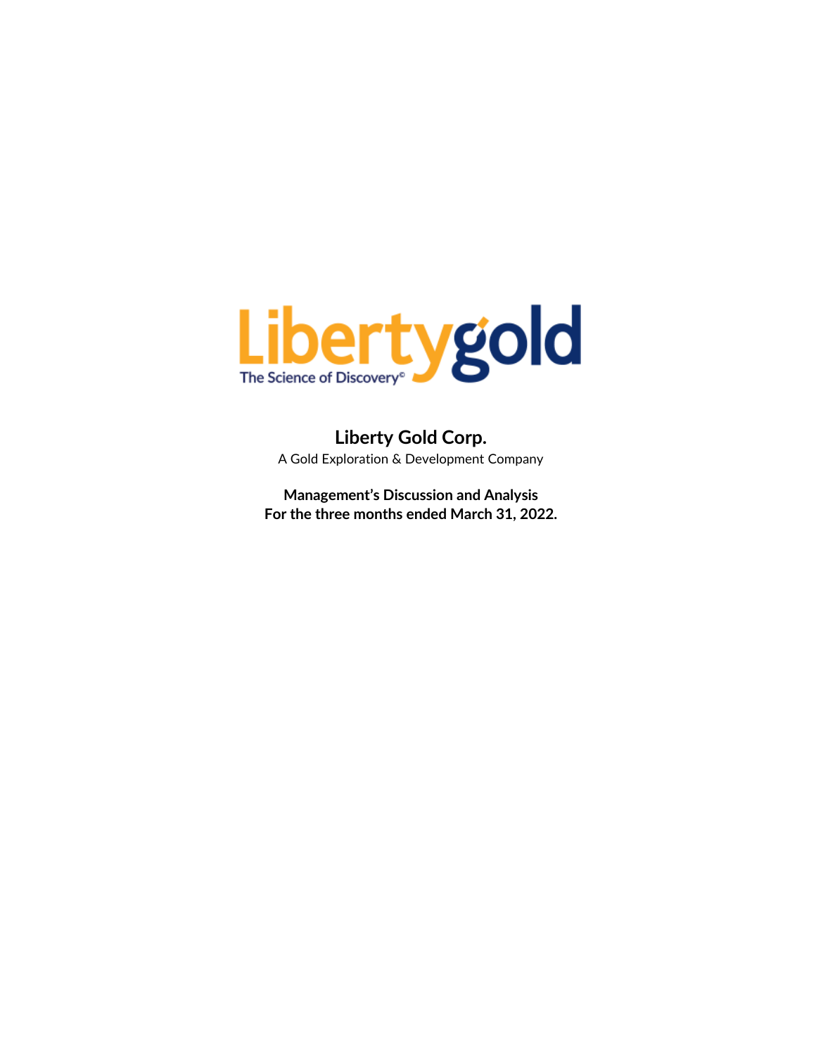Libertygold

The Science of Discovery©

# Liberty Gold Corp.

A Gold Exploration & Development Company

**Management's Discussion and Analysis**
**For the three months ended March 31, 2022.**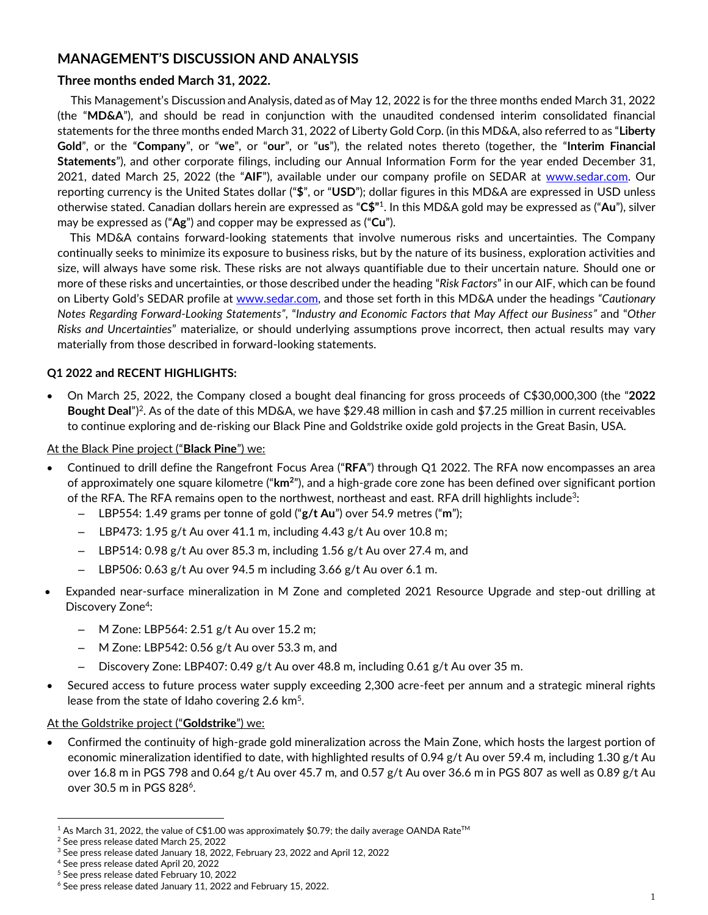## MANAGEMENT'S DISCUSSION AND ANALYSIS

### Three months ended March 31, 2022.

This Management's Discussion and Analysis, dated as of May 12, 2022 is for the three months ended March 31, 2022 (the "**MD&A**"), and should be read in conjunction with the unaudited condensed interim consolidated financial statements for the three months ended March 31, 2022 of Liberty Gold Corp. (in this MD&A, also referred to as "**Liberty Gold**", or the "**Company**", or "**we**", or "**our**", or "**us**"), the related notes thereto (together, the "**Interim Financial Statements**"), and other corporate filings, including our Annual Information Form for the year ended December 31, 2021, dated March 25, 2022 (the "**AIF**"), available under our company profile on SEDAR at www.sedar.com. Our reporting currency is the United States dollar ("**$**", or "**USD**"); dollar figures in this MD&A are expressed in USD unless otherwise stated. Canadian dollars herein are expressed as "**C$**"[1]. In this MD&A gold may be expressed as ("**Au**"), silver may be expressed as ("**Ag**") and copper may be expressed as ("**Cu**").

This MD&A contains forward-looking statements that involve numerous risks and uncertainties. The Company continually seeks to minimize its exposure to business risks, but by the nature of its business, exploration activities and size, will always have some risk. These risks are not always quantifiable due to their uncertain nature. Should one or more of these risks and uncertainties, or those described under the heading "*Risk Factors*" in our AIF, which can be found on Liberty Gold's SEDAR profile at www.sedar.com, and those set forth in this MD&A under the headings *"Cautionary Notes Regarding Forward-Looking Statements"*, "*Industry and Economic Factors that May Affect our Business"* and "*Other Risks and Uncertainties*" materialize, or should underlying assumptions prove incorrect, then actual results may vary materially from those described in forward-looking statements.

**Q1 2022 and RECENT HIGHLIGHTS:**

- On March 25, 2022, the Company closed a bought deal financing for gross proceeds of C$30,000,300 (the "**2022 Bought Deal**")[2]. As of the date of this MD&A, we have $29.48 million in cash and $7.25 million in current receivables to continue exploring and de-risking our Black Pine and Goldstrike oxide gold projects in the Great Basin, USA.

At the Black Pine project ("**Black Pine**") we:

- Continued to drill define the Rangefront Focus Area ("**RFA**") through Q1 2022. The RFA now encompasses an area of approximately one square kilometre ("**km$^2$**"), and a high-grade core zone has been defined over significant portion of the RFA. The RFA remains open to the northwest, northeast and east. RFA drill highlights include[3]:
  - LBP554: 1.49 grams per tonne of gold ("**g/t Au**") over 54.9 metres ("**m**");
  - LBP473: 1.95 g/t Au over 41.1 m, including 4.43 g/t Au over 10.8 m;
  - LBP514: 0.98 g/t Au over 85.3 m, including 1.56 g/t Au over 27.4 m, and
  - LBP506: 0.63 g/t Au over 94.5 m including 3.66 g/t Au over 6.1 m.
- Expanded near-surface mineralization in M Zone and completed 2021 Resource Upgrade and step-out drilling at Discovery Zone[4]:
  - M Zone: LBP564: 2.51 g/t Au over 15.2 m;
  - M Zone: LBP542: 0.56 g/t Au over 53.3 m, and
  - Discovery Zone: LBP407: 0.49 g/t Au over 48.8 m, including 0.61 g/t Au over 35 m.
- Secured access to future process water supply exceeding 2,300 acre-feet per annum and a strategic mineral rights lease from the state of Idaho covering 2.6 km[5].

At the Goldstrike project ("**Goldstrike**") we:

- Confirmed the continuity of high-grade gold mineralization across the Main Zone, which hosts the largest portion of economic mineralization identified to date, with highlighted results of 0.94 g/t Au over 59.4 m, including 1.30 g/t Au over 16.8 m in PGS 798 and 0.64 g/t Au over 45.7 m, and 0.57 g/t Au over 36.6 m in PGS 807 as well as 0.89 g/t Au over 30.5 m in PGS 828[6].

---

[1] As March 31, 2022, the value of C$1.00 was approximately $0.79; the daily average OANDA Rate™

[2] See press release dated March 25, 2022

[3] See press release dated January 18, 2022, February 23, 2022 and April 12, 2022

[4] See press release dated April 20, 2022

[5] See press release dated February 10, 2022

[6] See press release dated January 11, 2022 and February 15, 2022.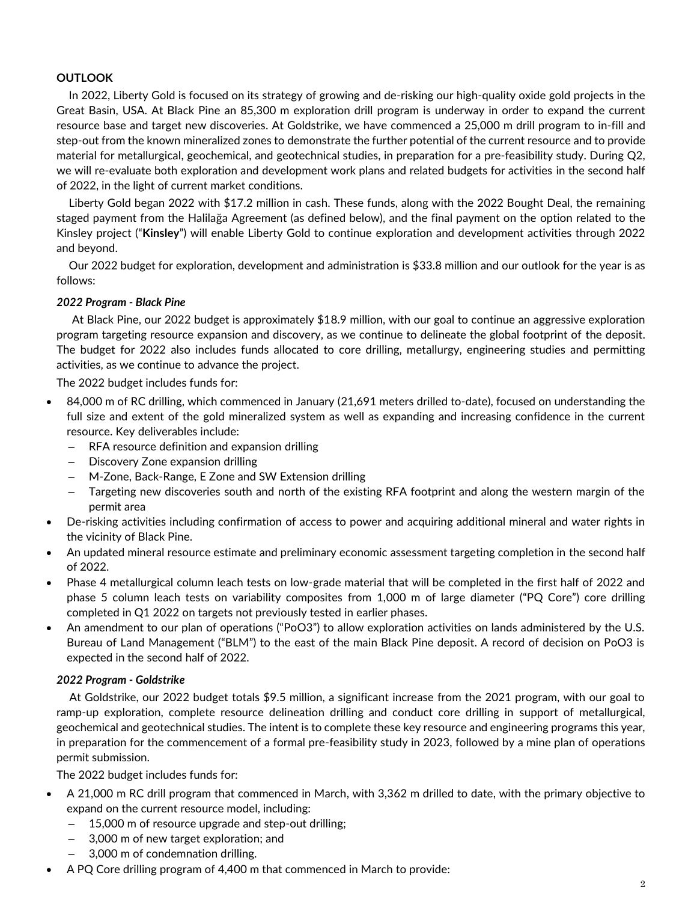## OUTLOOK

In 2022, Liberty Gold is focused on its strategy of growing and de-risking our high-quality oxide gold projects in the Great Basin, USA. At Black Pine an 85,300 m exploration drill program is underway in order to expand the current resource base and target new discoveries. At Goldstrike, we have commenced a 25,000 m drill program to in-fill and step-out from the known mineralized zones to demonstrate the further potential of the current resource and to provide material for metallurgical, geochemical, and geotechnical studies, in preparation for a pre-feasibility study. During Q2, we will re-evaluate both exploration and development work plans and related budgets for activities in the second half of 2022, in the light of current market conditions.

Liberty Gold began 2022 with $17.2 million in cash. These funds, along with the 2022 Bought Deal, the remaining staged payment from the Halilağa Agreement (as defined below), and the final payment on the option related to the Kinsley project ("**Kinsley**") will enable Liberty Gold to continue exploration and development activities through 2022 and beyond.

Our 2022 budget for exploration, development and administration is $33.8 million and our outlook for the year is as follows:

***2022 Program - Black Pine***

At Black Pine, our 2022 budget is approximately $18.9 million, with our goal to continue an aggressive exploration program targeting resource expansion and discovery, as we continue to delineate the global footprint of the deposit. The budget for 2022 also includes funds allocated to core drilling, metallurgy, engineering studies and permitting activities, as we continue to advance the project.

The 2022 budget includes funds for:

- 84,000 m of RC drilling, which commenced in January (21,691 meters drilled to-date), focused on understanding the full size and extent of the gold mineralized system as well as expanding and increasing confidence in the current resource. Key deliverables include:
  - RFA resource definition and expansion drilling
  - Discovery Zone expansion drilling
  - M-Zone, Back-Range, E Zone and SW Extension drilling
  - Targeting new discoveries south and north of the existing RFA footprint and along the western margin of the permit area
- De-risking activities including confirmation of access to power and acquiring additional mineral and water rights in the vicinity of Black Pine.
- An updated mineral resource estimate and preliminary economic assessment targeting completion in the second half of 2022.
- Phase 4 metallurgical column leach tests on low-grade material that will be completed in the first half of 2022 and phase 5 column leach tests on variability composites from 1,000 m of large diameter ("PQ Core") core drilling completed in Q1 2022 on targets not previously tested in earlier phases.
- An amendment to our plan of operations ("PoO3") to allow exploration activities on lands administered by the U.S. Bureau of Land Management ("BLM") to the east of the main Black Pine deposit. A record of decision on PoO3 is expected in the second half of 2022.

***2022 Program - Goldstrike***

At Goldstrike, our 2022 budget totals $9.5 million, a significant increase from the 2021 program, with our goal to ramp-up exploration, complete resource delineation drilling and conduct core drilling in support of metallurgical, geochemical and geotechnical studies. The intent is to complete these key resource and engineering programs this year, in preparation for the commencement of a formal pre-feasibility study in 2023, followed by a mine plan of operations permit submission.

The 2022 budget includes funds for:

- A 21,000 m RC drill program that commenced in March, with 3,362 m drilled to date, with the primary objective to expand on the current resource model, including:
  - 15,000 m of resource upgrade and step-out drilling;
  - 3,000 m of new target exploration; and
  - 3,000 m of condemnation drilling.
- A PQ Core drilling program of 4,400 m that commenced in March to provide: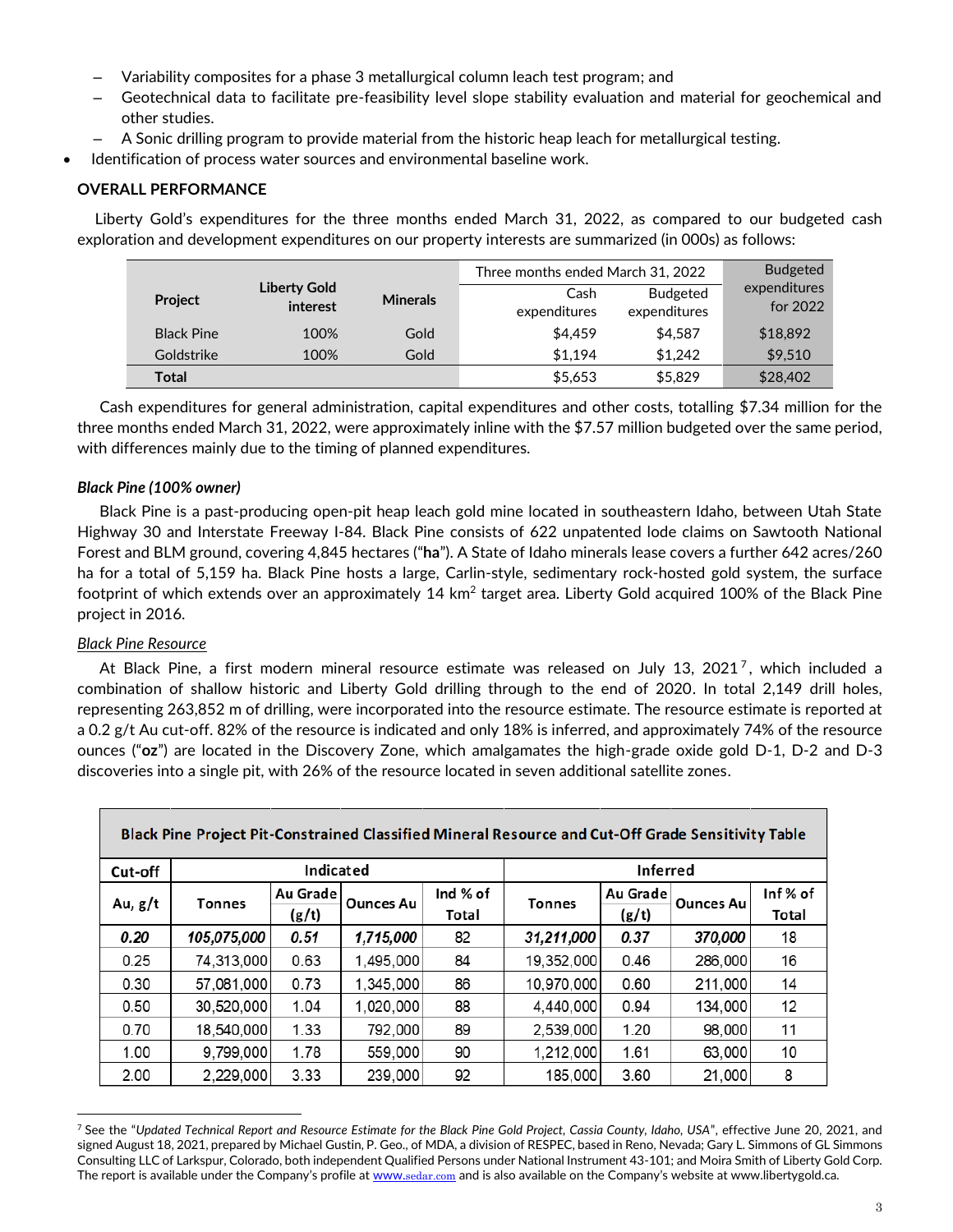- Variability composites for a phase 3 metallurgical column leach test program; and
  - Geotechnical data to facilitate pre-feasibility level slope stability evaluation and material for geochemical and other studies.
  - A Sonic drilling program to provide material from the historic heap leach for metallurgical testing.
- Identification of process water sources and environmental baseline work.

**OVERALL PERFORMANCE**

Liberty Gold's expenditures for the three months ended March 31, 2022, as compared to our budgeted cash exploration and development expenditures on our property interests are summarized (in 000s) as follows:

| Project | Liberty Gold interest | Minerals | Three months ended March 31, 2022 | | Budgeted expenditures for 2022 |
|---|---|---|---|---|---|
| | | | Cash expenditures | Budgeted expenditures | |
| Black Pine | 100% | Gold | $4,459 | $4,587 | $18,892 |
| Goldstrike | 100% | Gold | $1,194 | $1,242 | $9,510 |
| **Total** | | | $5,653 | $5,829 | $28,402 |

Cash expenditures for general administration, capital expenditures and other costs, totalling $7.34 million for the three months ended March 31, 2022, were approximately inline with the $7.57 million budgeted over the same period, with differences mainly due to the timing of planned expenditures.

***Black Pine (100% owner)***

Black Pine is a past-producing open-pit heap leach gold mine located in southeastern Idaho, between Utah State Highway 30 and Interstate Freeway I-84. Black Pine consists of 622 unpatented lode claims on Sawtooth National Forest and BLM ground, covering 4,845 hectares ("**ha**"). A State of Idaho minerals lease covers a further 642 acres/260 ha for a total of 5,159 ha. Black Pine hosts a large, Carlin-style, sedimentary rock-hosted gold system, the surface footprint of which extends over an approximately 14 km$^2$ target area. Liberty Gold acquired 100% of the Black Pine project in 2016.

*Black Pine Resource*

At Black Pine, a first modern mineral resource estimate was released on July 13, 2021[7], which included a combination of shallow historic and Liberty Gold drilling through to the end of 2020. In total 2,149 drill holes, representing 263,852 m of drilling, were incorporated into the resource estimate. The resource estimate is reported at a 0.2 g/t Au cut-off. 82% of the resource is indicated and only 18% is inferred, and approximately 74% of the resource ounces ("**oz**") are located in the Discovery Zone, which amalgamates the high-grade oxide gold D-1, D-2 and D-3 discoveries into a single pit, with 26% of the resource located in seven additional satellite zones.

**Black Pine Project Pit-Constrained Classified Mineral Resource and Cut-Off Grade Sensitivity Table**

| Cut-off | Indicated | | | | Inferred | | | |
|---|---|---|---|---|---|---|---|---|
| Au, g/t | Tonnes | Au Grade (g/t) | Ounces Au | Ind % of Total | Tonnes | Au Grade (g/t) | Ounces Au | Inf % of Total |
| ***0.20*** | ***105,075,000*** | ***0.51*** | ***1,715,000*** | 82 | ***31,211,000*** | ***0.37*** | ***370,000*** | 18 |
| 0.25 | 74,313,000 | 0.63 | 1,495,000 | 84 | 19,352,000 | 0.46 | 286,000 | 16 |
| 0.30 | 57,081,000 | 0.73 | 1,345,000 | 86 | 10,970,000 | 0.60 | 211,000 | 14 |
| 0.50 | 30,520,000 | 1.04 | 1,020,000 | 88 | 4,440,000 | 0.94 | 134,000 | 12 |
| 0.70 | 18,540,000 | 1.33 | 792,000 | 89 | 2,539,000 | 1.20 | 98,000 | 11 |
| 1.00 | 9,799,000 | 1.78 | 559,000 | 90 | 1,212,000 | 1.61 | 63,000 | 10 |
| 2.00 | 2,229,000 | 3.33 | 239,000 | 92 | 185,000 | 3.60 | 21,000 | 8 |

[7] See the "*Updated Technical Report and Resource Estimate for the Black Pine Gold Project, Cassia County, Idaho, USA*", effective June 20, 2021, and signed August 18, 2021, prepared by Michael Gustin, P. Geo., of MDA, a division of RESPEC, based in Reno, Nevada; Gary L. Simmons of GL Simmons Consulting LLC of Larkspur, Colorado, both independent Qualified Persons under National Instrument 43-101; and Moira Smith of Liberty Gold Corp. The report is available under the Company's profile at www.sedar.com and is also available on the Company's website at www.libertygold.ca.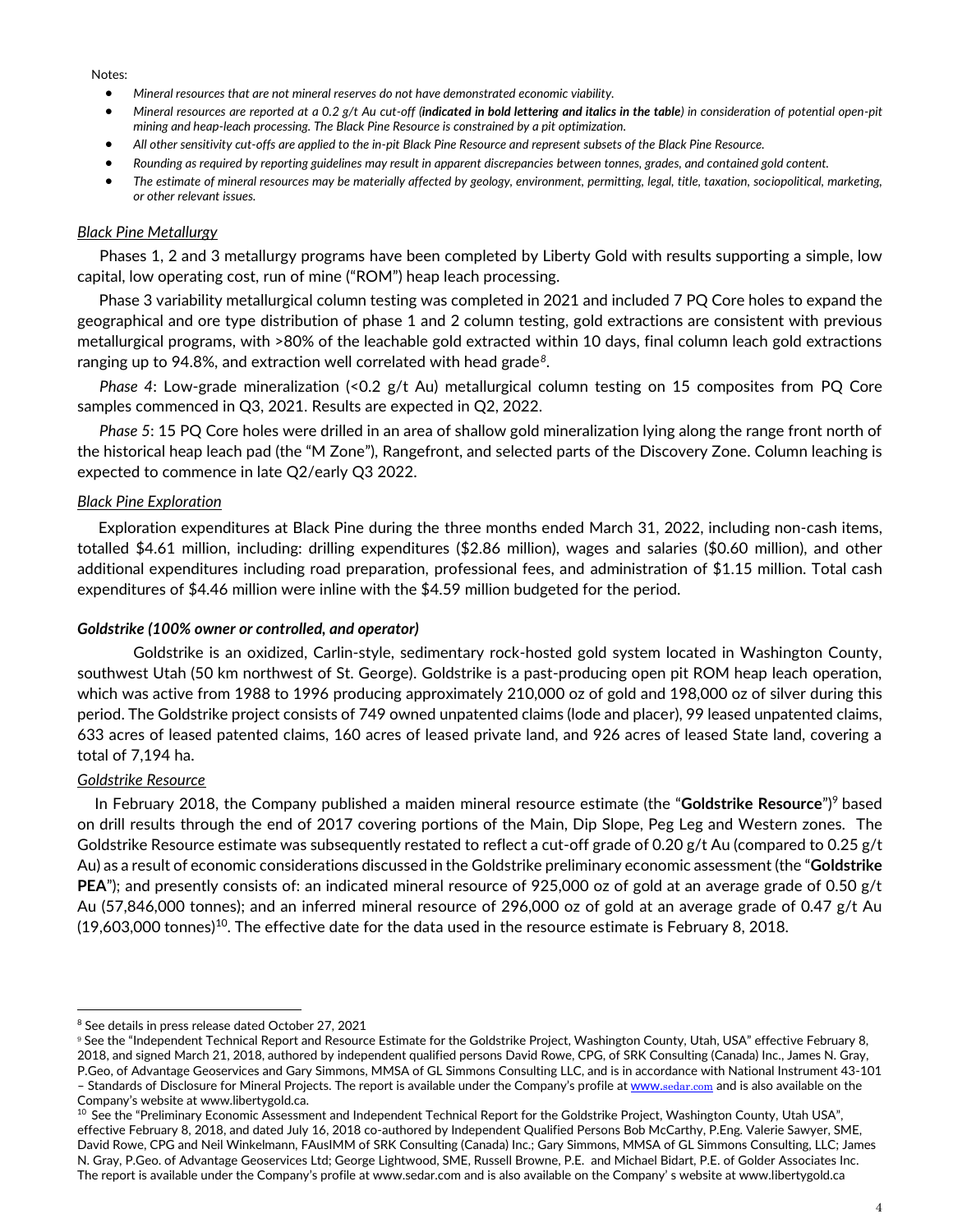Notes:

- *Mineral resources that are not mineral reserves do not have demonstrated economic viability.*
- *Mineral resources are reported at a 0.2 g/t Au cut-off (**indicated in bold lettering and italics in the table**) in consideration of potential open-pit mining and heap-leach processing. The Black Pine Resource is constrained by a pit optimization.*
- *All other sensitivity cut-offs are applied to the in-pit Black Pine Resource and represent subsets of the Black Pine Resource.*
- *Rounding as required by reporting guidelines may result in apparent discrepancies between tonnes, grades, and contained gold content.*
- *The estimate of mineral resources may be materially affected by geology, environment, permitting, legal, title, taxation, sociopolitical, marketing, or other relevant issues.*

*Black Pine Metallurgy*

Phases 1, 2 and 3 metallurgy programs have been completed by Liberty Gold with results supporting a simple, low capital, low operating cost, run of mine ("ROM") heap leach processing.

Phase 3 variability metallurgical column testing was completed in 2021 and included 7 PQ Core holes to expand the geographical and ore type distribution of phase 1 and 2 column testing, gold extractions are consistent with previous metallurgical programs, with >80% of the leachable gold extracted within 10 days, final column leach gold extractions ranging up to 94.8%, and extraction well correlated with head grade[8].

*Phase 4*: Low-grade mineralization (<0.2 g/t Au) metallurgical column testing on 15 composites from PQ Core samples commenced in Q3, 2021. Results are expected in Q2, 2022.

*Phase 5*: 15 PQ Core holes were drilled in an area of shallow gold mineralization lying along the range front north of the historical heap leach pad (the "M Zone"), Rangefront, and selected parts of the Discovery Zone. Column leaching is expected to commence in late Q2/early Q3 2022.

*Black Pine Exploration*

Exploration expenditures at Black Pine during the three months ended March 31, 2022, including non-cash items, totalled $4.61 million, including: drilling expenditures ($2.86 million), wages and salaries ($0.60 million), and other additional expenditures including road preparation, professional fees, and administration of $1.15 million. Total cash expenditures of $4.46 million were inline with the $4.59 million budgeted for the period.

***Goldstrike (100% owner or controlled, and operator)***

Goldstrike is an oxidized, Carlin-style, sedimentary rock-hosted gold system located in Washington County, southwest Utah (50 km northwest of St. George). Goldstrike is a past-producing open pit ROM heap leach operation, which was active from 1988 to 1996 producing approximately 210,000 oz of gold and 198,000 oz of silver during this period. The Goldstrike project consists of 749 owned unpatented claims (lode and placer), 99 leased unpatented claims, 633 acres of leased patented claims, 160 acres of leased private land, and 926 acres of leased State land, covering a total of 7,194 ha.

*Goldstrike Resource*

In February 2018, the Company published a maiden mineral resource estimate (the "**Goldstrike Resource**")[9] based on drill results through the end of 2017 covering portions of the Main, Dip Slope, Peg Leg and Western zones. The Goldstrike Resource estimate was subsequently restated to reflect a cut-off grade of 0.20 g/t Au (compared to 0.25 g/t Au) as a result of economic considerations discussed in the Goldstrike preliminary economic assessment (the "**Goldstrike PEA**"); and presently consists of: an indicated mineral resource of 925,000 oz of gold at an average grade of 0.50 g/t Au (57,846,000 tonnes); and an inferred mineral resource of 296,000 oz of gold at an average grade of 0.47 g/t Au (19,603,000 tonnes)[10]. The effective date for the data used in the resource estimate is February 8, 2018.

---

[8] See details in press release dated October 27, 2021

[9] See the "Independent Technical Report and Resource Estimate for the Goldstrike Project, Washington County, Utah, USA" effective February 8, 2018, and signed March 21, 2018, authored by independent qualified persons David Rowe, CPG, of SRK Consulting (Canada) Inc., James N. Gray, P.Geo, of Advantage Geoservices and Gary Simmons, MMSA of GL Simmons Consulting LLC, and is in accordance with National Instrument 43-101 – Standards of Disclosure for Mineral Projects. The report is available under the Company's profile at www.sedar.com and is also available on the Company's website at www.libertygold.ca.

[10] See the "Preliminary Economic Assessment and Independent Technical Report for the Goldstrike Project, Washington County, Utah USA", effective February 8, 2018, and dated July 16, 2018 co-authored by Independent Qualified Persons Bob McCarthy, P.Eng. Valerie Sawyer, SME, David Rowe, CPG and Neil Winkelmann, FAusIMM of SRK Consulting (Canada) Inc.; Gary Simmons, MMSA of GL Simmons Consulting, LLC; James N. Gray, P.Geo. of Advantage Geoservices Ltd; George Lightwood, SME, Russell Browne, P.E. and Michael Bidart, P.E. of Golder Associates Inc. The report is available under the Company's profile at www.sedar.com and is also available on the Company' s website at www.libertygold.ca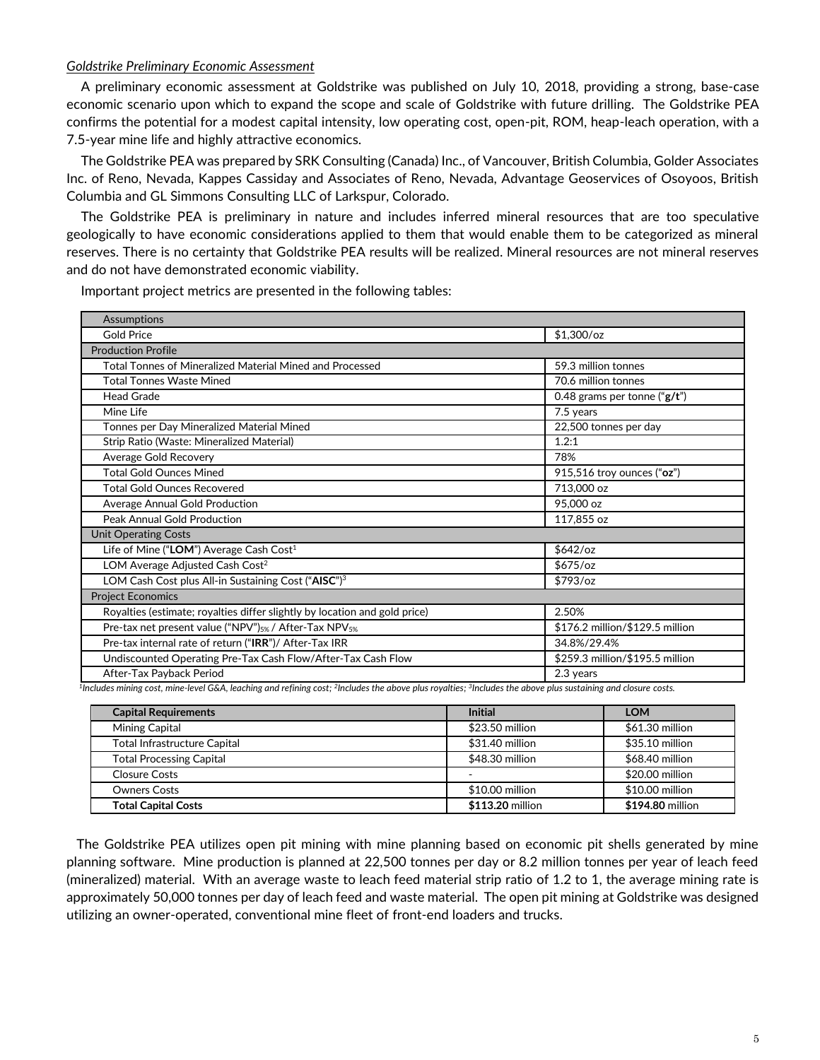*Goldstrike Preliminary Economic Assessment*

A preliminary economic assessment at Goldstrike was published on July 10, 2018, providing a strong, base-case economic scenario upon which to expand the scope and scale of Goldstrike with future drilling. The Goldstrike PEA confirms the potential for a modest capital intensity, low operating cost, open-pit, ROM, heap-leach operation, with a 7.5-year mine life and highly attractive economics.

The Goldstrike PEA was prepared by SRK Consulting (Canada) Inc., of Vancouver, British Columbia, Golder Associates Inc. of Reno, Nevada, Kappes Cassiday and Associates of Reno, Nevada, Advantage Geoservices of Osoyoos, British Columbia and GL Simmons Consulting LLC of Larkspur, Colorado.

The Goldstrike PEA is preliminary in nature and includes inferred mineral resources that are too speculative geologically to have economic considerations applied to them that would enable them to be categorized as mineral reserves. There is no certainty that Goldstrike PEA results will be realized. Mineral resources are not mineral reserves and do not have demonstrated economic viability.

Important project metrics are presented in the following tables:

| Assumptions | |
|---|---|
| Gold Price | $1,300/oz |
| **Production Profile** | |
| Total Tonnes of Mineralized Material Mined and Processed | 59.3 million tonnes |
| Total Tonnes Waste Mined | 70.6 million tonnes |
| Head Grade | 0.48 grams per tonne ("**g/t**") |
| Mine Life | 7.5 years |
| Tonnes per Day Mineralized Material Mined | 22,500 tonnes per day |
| Strip Ratio (Waste: Mineralized Material) | 1.2:1 |
| Average Gold Recovery | 78% |
| Total Gold Ounces Mined | 915,516 troy ounces ("**oz**") |
| Total Gold Ounces Recovered | 713,000 oz |
| Average Annual Gold Production | 95,000 oz |
| Peak Annual Gold Production | 117,855 oz |
| **Unit Operating Costs** | |
| Life of Mine ("**LOM**") Average Cash Cost[1] | $642/oz |
| LOM Average Adjusted Cash Cost[2] | $675/oz |
| LOM Cash Cost plus All-in Sustaining Cost ("**AISC**")[3] | $793/oz |
| **Project Economics** | |
| Royalties (estimate; royalties differ slightly by location and gold price) | 2.50% |
| Pre-tax net present value ("NPV")$_{5\%}$ / After-Tax NPV$_{5\%}$ | $176.2 million/$129.5 million |
| Pre-tax internal rate of return ("**IRR**")/ After-Tax IRR | 34.8%/29.4% |
| Undiscounted Operating Pre-Tax Cash Flow/After-Tax Cash Flow | $259.3 million/$195.5 million |
| After-Tax Payback Period | 2.3 years |

*[1]Includes mining cost, mine-level G&A, leaching and refining cost; [2]Includes the above plus royalties; [3]Includes the above plus sustaining and closure costs.*

| **Capital Requirements** | **Initial** | **LOM** |
|---|---|---|
| Mining Capital | $23.50 million | $61.30 million |
| Total Infrastructure Capital | $31.40 million | $35.10 million |
| Total Processing Capital | $48.30 million | $68.40 million |
| Closure Costs | - | $20.00 million |
| Owners Costs | $10.00 million | $10.00 million |
| **Total Capital Costs** | **$113.20** million | **$194.80** million |

The Goldstrike PEA utilizes open pit mining with mine planning based on economic pit shells generated by mine planning software. Mine production is planned at 22,500 tonnes per day or 8.2 million tonnes per year of leach feed (mineralized) material. With an average waste to leach feed material strip ratio of 1.2 to 1, the average mining rate is approximately 50,000 tonnes per day of leach feed and waste material. The open pit mining at Goldstrike was designed utilizing an owner-operated, conventional mine fleet of front-end loaders and trucks.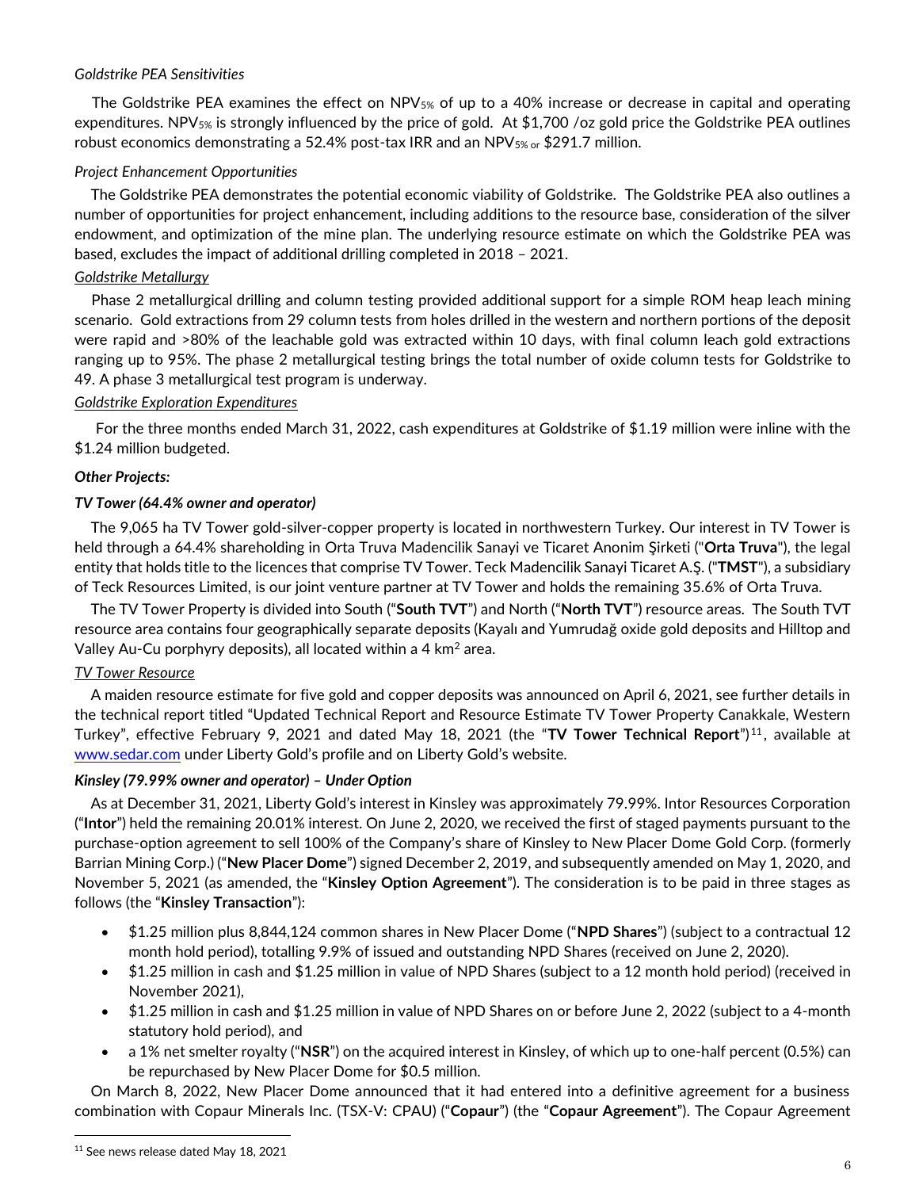*Goldstrike PEA Sensitivities*

The Goldstrike PEA examines the effect on $NPV_{5\%}$ of up to a 40% increase or decrease in capital and operating expenditures. $NPV_{5\%}$ is strongly influenced by the price of gold. At $1,700 /oz gold price the Goldstrike PEA outlines robust economics demonstrating a 52.4% post-tax IRR and an $NPV_{5\% \text{ or}}$ $291.7 million.

*Project Enhancement Opportunities*

The Goldstrike PEA demonstrates the potential economic viability of Goldstrike. The Goldstrike PEA also outlines a number of opportunities for project enhancement, including additions to the resource base, consideration of the silver endowment, and optimization of the mine plan. The underlying resource estimate on which the Goldstrike PEA was based, excludes the impact of additional drilling completed in 2018 – 2021.

*Goldstrike Metallurgy*

Phase 2 metallurgical drilling and column testing provided additional support for a simple ROM heap leach mining scenario. Gold extractions from 29 column tests from holes drilled in the western and northern portions of the deposit were rapid and >80% of the leachable gold was extracted within 10 days, with final column leach gold extractions ranging up to 95%. The phase 2 metallurgical testing brings the total number of oxide column tests for Goldstrike to 49. A phase 3 metallurgical test program is underway.

*Goldstrike Exploration Expenditures*

For the three months ended March 31, 2022, cash expenditures at Goldstrike of $1.19 million were inline with the $1.24 million budgeted.

***Other Projects:***

***TV Tower (64.4% owner and operator)***

The 9,065 ha TV Tower gold-silver-copper property is located in northwestern Turkey. Our interest in TV Tower is held through a 64.4% shareholding in Orta Truva Madencilik Sanayi ve Ticaret Anonim Şirketi ("**Orta Truva**"), the legal entity that holds title to the licences that comprise TV Tower. Teck Madencilik Sanayi Ticaret A.Ş. ("**TMST**"), a subsidiary of Teck Resources Limited, is our joint venture partner at TV Tower and holds the remaining 35.6% of Orta Truva.

The TV Tower Property is divided into South ("**South TVT**") and North ("**North TVT**") resource areas. The South TVT resource area contains four geographically separate deposits (Kayalı and Yumrudağ oxide gold deposits and Hilltop and Valley Au-Cu porphyry deposits), all located within a 4 $km^2$ area.

*TV Tower Resource*

A maiden resource estimate for five gold and copper deposits was announced on April 6, 2021, see further details in the technical report titled "Updated Technical Report and Resource Estimate TV Tower Property Canakkale, Western Turkey", effective February 9, 2021 and dated May 18, 2021 (the "**TV Tower Technical Report**")[11], available at www.sedar.com under Liberty Gold's profile and on Liberty Gold's website.

***Kinsley (79.99% owner and operator) – Under Option***

As at December 31, 2021, Liberty Gold's interest in Kinsley was approximately 79.99%. Intor Resources Corporation ("**Intor**") held the remaining 20.01% interest. On June 2, 2020, we received the first of staged payments pursuant to the purchase-option agreement to sell 100% of the Company's share of Kinsley to New Placer Dome Gold Corp. (formerly Barrian Mining Corp.) ("**New Placer Dome**") signed December 2, 2019, and subsequently amended on May 1, 2020, and November 5, 2021 (as amended, the "**Kinsley Option Agreement**"). The consideration is to be paid in three stages as follows (the "**Kinsley Transaction**"):

- $1.25 million plus 8,844,124 common shares in New Placer Dome ("**NPD Shares**") (subject to a contractual 12 month hold period), totalling 9.9% of issued and outstanding NPD Shares (received on June 2, 2020).
- $1.25 million in cash and $1.25 million in value of NPD Shares (subject to a 12 month hold period) (received in November 2021),
- $1.25 million in cash and $1.25 million in value of NPD Shares on or before June 2, 2022 (subject to a 4-month statutory hold period), and
- a 1% net smelter royalty ("**NSR**") on the acquired interest in Kinsley, of which up to one-half percent (0.5%) can be repurchased by New Placer Dome for $0.5 million.

On March 8, 2022, New Placer Dome announced that it had entered into a definitive agreement for a business combination with Copaur Minerals Inc. (TSX-V: CPAU) ("**Copaur**") (the "**Copaur Agreement**"). The Copaur Agreement

[11] See news release dated May 18, 2021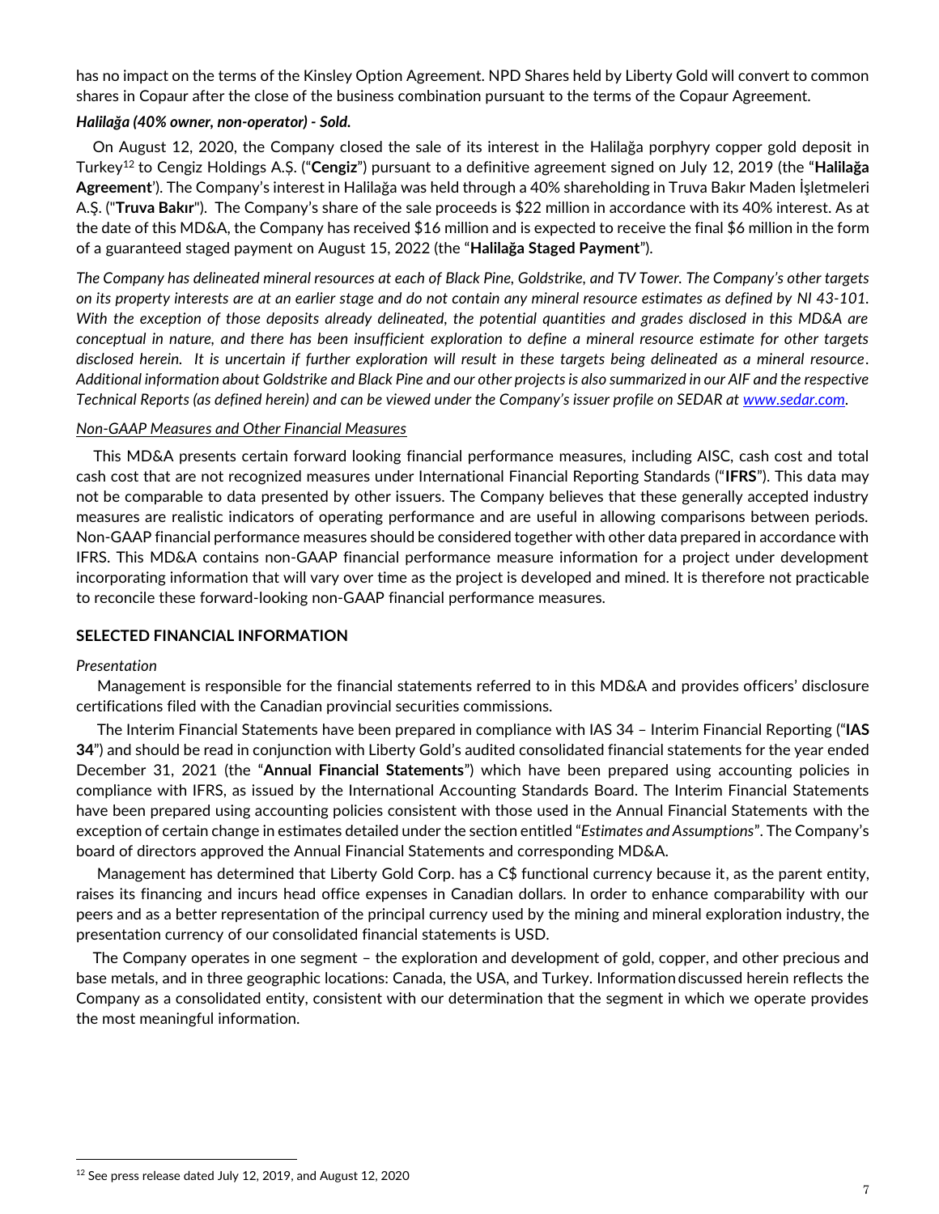has no impact on the terms of the Kinsley Option Agreement. NPD Shares held by Liberty Gold will convert to common shares in Copaur after the close of the business combination pursuant to the terms of the Copaur Agreement.

***Halilağa (40% owner, non-operator) - Sold.***

On August 12, 2020, the Company closed the sale of its interest in the Halilağa porphyry copper gold deposit in Turkey[12] to Cengiz Holdings A.Ș. ("**Cengiz**") pursuant to a definitive agreement signed on July 12, 2019 (the "**Halilağa Agreement**'). The Company's interest in Halilağa was held through a 40% shareholding in Truva Bakır Maden İşletmeleri A.Ș. ("**Truva Bakır**"). The Company's share of the sale proceeds is $22 million in accordance with its 40% interest. As at the date of this MD&A, the Company has received $16 million and is expected to receive the final $6 million in the form of a guaranteed staged payment on August 15, 2022 (the "**Halilağa Staged Payment**").

*The Company has delineated mineral resources at each of Black Pine, Goldstrike, and TV Tower. The Company's other targets on its property interests are at an earlier stage and do not contain any mineral resource estimates as defined by NI 43-101. With the exception of those deposits already delineated, the potential quantities and grades disclosed in this MD&A are conceptual in nature, and there has been insufficient exploration to define a mineral resource estimate for other targets disclosed herein. It is uncertain if further exploration will result in these targets being delineated as a mineral resource. Additional information about Goldstrike and Black Pine and our other projects is also summarized in our AIF and the respective Technical Reports (as defined herein) and can be viewed under the Company's issuer profile on SEDAR at www.sedar.com.*

*Non-GAAP Measures and Other Financial Measures*

This MD&A presents certain forward looking financial performance measures, including AISC, cash cost and total cash cost that are not recognized measures under International Financial Reporting Standards ("**IFRS**"). This data may not be comparable to data presented by other issuers. The Company believes that these generally accepted industry measures are realistic indicators of operating performance and are useful in allowing comparisons between periods. Non-GAAP financial performance measures should be considered together with other data prepared in accordance with IFRS. This MD&A contains non-GAAP financial performance measure information for a project under development incorporating information that will vary over time as the project is developed and mined. It is therefore not practicable to reconcile these forward-looking non-GAAP financial performance measures.

## SELECTED FINANCIAL INFORMATION

*Presentation*

Management is responsible for the financial statements referred to in this MD&A and provides officers' disclosure certifications filed with the Canadian provincial securities commissions.

The Interim Financial Statements have been prepared in compliance with IAS 34 – Interim Financial Reporting ("**IAS 34**") and should be read in conjunction with Liberty Gold's audited consolidated financial statements for the year ended December 31, 2021 (the "**Annual Financial Statements**") which have been prepared using accounting policies in compliance with IFRS, as issued by the International Accounting Standards Board. The Interim Financial Statements have been prepared using accounting policies consistent with those used in the Annual Financial Statements with the exception of certain change in estimates detailed under the section entitled "*Estimates and Assumptions*". The Company's board of directors approved the Annual Financial Statements and corresponding MD&A.

Management has determined that Liberty Gold Corp. has a C$ functional currency because it, as the parent entity, raises its financing and incurs head office expenses in Canadian dollars. In order to enhance comparability with our peers and as a better representation of the principal currency used by the mining and mineral exploration industry, the presentation currency of our consolidated financial statements is USD.

The Company operates in one segment – the exploration and development of gold, copper, and other precious and base metals, and in three geographic locations: Canada, the USA, and Turkey. Information discussed herein reflects the Company as a consolidated entity, consistent with our determination that the segment in which we operate provides the most meaningful information.

[12] See press release dated July 12, 2019, and August 12, 2020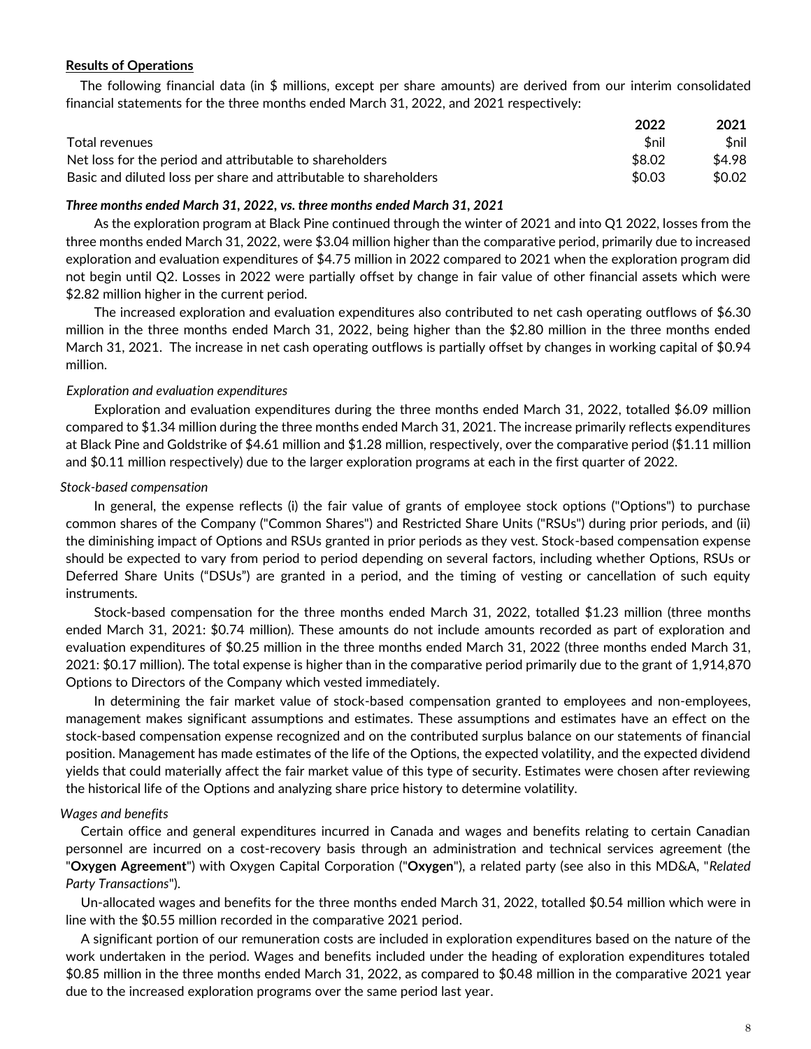**Results of Operations**

The following financial data (in $ millions, except per share amounts) are derived from our interim consolidated financial statements for the three months ended March 31, 2022, and 2021 respectively:

| | 2022 | 2021 |
|---|---|---|
| Total revenues | $nil | $nil |
| Net loss for the period and attributable to shareholders | $8.02 | $4.98 |
| Basic and diluted loss per share and attributable to shareholders | $0.03 | $0.02 |

***Three months ended March 31, 2022, vs. three months ended March 31, 2021***

As the exploration program at Black Pine continued through the winter of 2021 and into Q1 2022, losses from the three months ended March 31, 2022, were $3.04 million higher than the comparative period, primarily due to increased exploration and evaluation expenditures of $4.75 million in 2022 compared to 2021 when the exploration program did not begin until Q2. Losses in 2022 were partially offset by change in fair value of other financial assets which were $2.82 million higher in the current period.

The increased exploration and evaluation expenditures also contributed to net cash operating outflows of $6.30 million in the three months ended March 31, 2022, being higher than the $2.80 million in the three months ended March 31, 2021. The increase in net cash operating outflows is partially offset by changes in working capital of $0.94 million.

*Exploration and evaluation expenditures*

Exploration and evaluation expenditures during the three months ended March 31, 2022, totalled $6.09 million compared to $1.34 million during the three months ended March 31, 2021. The increase primarily reflects expenditures at Black Pine and Goldstrike of $4.61 million and $1.28 million, respectively, over the comparative period ($1.11 million and $0.11 million respectively) due to the larger exploration programs at each in the first quarter of 2022.

*Stock-based compensation*

In general, the expense reflects (i) the fair value of grants of employee stock options ("Options") to purchase common shares of the Company ("Common Shares") and Restricted Share Units ("RSUs") during prior periods, and (ii) the diminishing impact of Options and RSUs granted in prior periods as they vest. Stock-based compensation expense should be expected to vary from period to period depending on several factors, including whether Options, RSUs or Deferred Share Units ("DSUs") are granted in a period, and the timing of vesting or cancellation of such equity instruments.

Stock-based compensation for the three months ended March 31, 2022, totalled $1.23 million (three months ended March 31, 2021: $0.74 million). These amounts do not include amounts recorded as part of exploration and evaluation expenditures of $0.25 million in the three months ended March 31, 2022 (three months ended March 31, 2021: $0.17 million). The total expense is higher than in the comparative period primarily due to the grant of 1,914,870 Options to Directors of the Company which vested immediately.

In determining the fair market value of stock-based compensation granted to employees and non-employees, management makes significant assumptions and estimates. These assumptions and estimates have an effect on the stock-based compensation expense recognized and on the contributed surplus balance on our statements of financial position. Management has made estimates of the life of the Options, the expected volatility, and the expected dividend yields that could materially affect the fair market value of this type of security. Estimates were chosen after reviewing the historical life of the Options and analyzing share price history to determine volatility.

*Wages and benefits*

Certain office and general expenditures incurred in Canada and wages and benefits relating to certain Canadian personnel are incurred on a cost-recovery basis through an administration and technical services agreement (the "**Oxygen Agreement**") with Oxygen Capital Corporation ("**Oxygen**"), a related party (see also in this MD&A, "*Related Party Transactions*").

Un-allocated wages and benefits for the three months ended March 31, 2022, totalled $0.54 million which were in line with the $0.55 million recorded in the comparative 2021 period.

A significant portion of our remuneration costs are included in exploration expenditures based on the nature of the work undertaken in the period. Wages and benefits included under the heading of exploration expenditures totaled $0.85 million in the three months ended March 31, 2022, as compared to $0.48 million in the comparative 2021 year due to the increased exploration programs over the same period last year.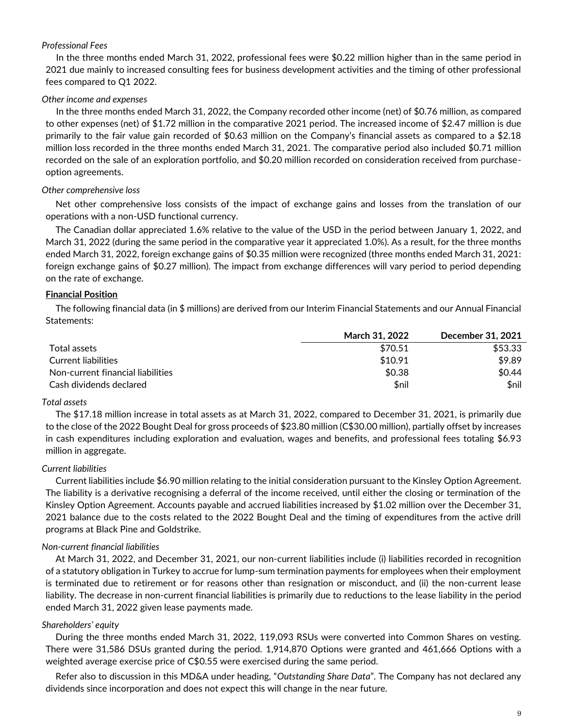*Professional Fees*

In the three months ended March 31, 2022, professional fees were $0.22 million higher than in the same period in 2021 due mainly to increased consulting fees for business development activities and the timing of other professional fees compared to Q1 2022.

*Other income and expenses*

In the three months ended March 31, 2022, the Company recorded other income (net) of $0.76 million, as compared to other expenses (net) of $1.72 million in the comparative 2021 period. The increased income of $2.47 million is due primarily to the fair value gain recorded of $0.63 million on the Company's financial assets as compared to a $2.18 million loss recorded in the three months ended March 31, 2021. The comparative period also included $0.71 million recorded on the sale of an exploration portfolio, and $0.20 million recorded on consideration received from purchase-option agreements.

*Other comprehensive loss*

Net other comprehensive loss consists of the impact of exchange gains and losses from the translation of our operations with a non-USD functional currency.

The Canadian dollar appreciated 1.6% relative to the value of the USD in the period between January 1, 2022, and March 31, 2022 (during the same period in the comparative year it appreciated 1.0%). As a result, for the three months ended March 31, 2022, foreign exchange gains of $0.35 million were recognized (three months ended March 31, 2021: foreign exchange gains of $0.27 million). The impact from exchange differences will vary period to period depending on the rate of exchange.

**Financial Position**

The following financial data (in $ millions) are derived from our Interim Financial Statements and our Annual Financial Statements:

| | March 31, 2022 | December 31, 2021 |
|---|---|---|
| Total assets | $70.51 | $53.33 |
| Current liabilities | $10.91 | $9.89 |
| Non-current financial liabilities | $0.38 | $0.44 |
| Cash dividends declared | $nil | $nil |

*Total assets*

The $17.18 million increase in total assets as at March 31, 2022, compared to December 31, 2021, is primarily due to the close of the 2022 Bought Deal for gross proceeds of $23.80 million (C$30.00 million), partially offset by increases in cash expenditures including exploration and evaluation, wages and benefits, and professional fees totaling $6.93 million in aggregate.

*Current liabilities*

Current liabilities include $6.90 million relating to the initial consideration pursuant to the Kinsley Option Agreement. The liability is a derivative recognising a deferral of the income received, until either the closing or termination of the Kinsley Option Agreement. Accounts payable and accrued liabilities increased by $1.02 million over the December 31, 2021 balance due to the costs related to the 2022 Bought Deal and the timing of expenditures from the active drill programs at Black Pine and Goldstrike.

*Non-current financial liabilities*

At March 31, 2022, and December 31, 2021, our non-current liabilities include (i) liabilities recorded in recognition of a statutory obligation in Turkey to accrue for lump-sum termination payments for employees when their employment is terminated due to retirement or for reasons other than resignation or misconduct, and (ii) the non-current lease liability. The decrease in non-current financial liabilities is primarily due to reductions to the lease liability in the period ended March 31, 2022 given lease payments made.

*Shareholders' equity*

During the three months ended March 31, 2022, 119,093 RSUs were converted into Common Shares on vesting. There were 31,586 DSUs granted during the period. 1,914,870 Options were granted and 461,666 Options with a weighted average exercise price of C$0.55 were exercised during the same period.

Refer also to discussion in this MD&A under heading, "*Outstanding Share Data*". The Company has not declared any dividends since incorporation and does not expect this will change in the near future.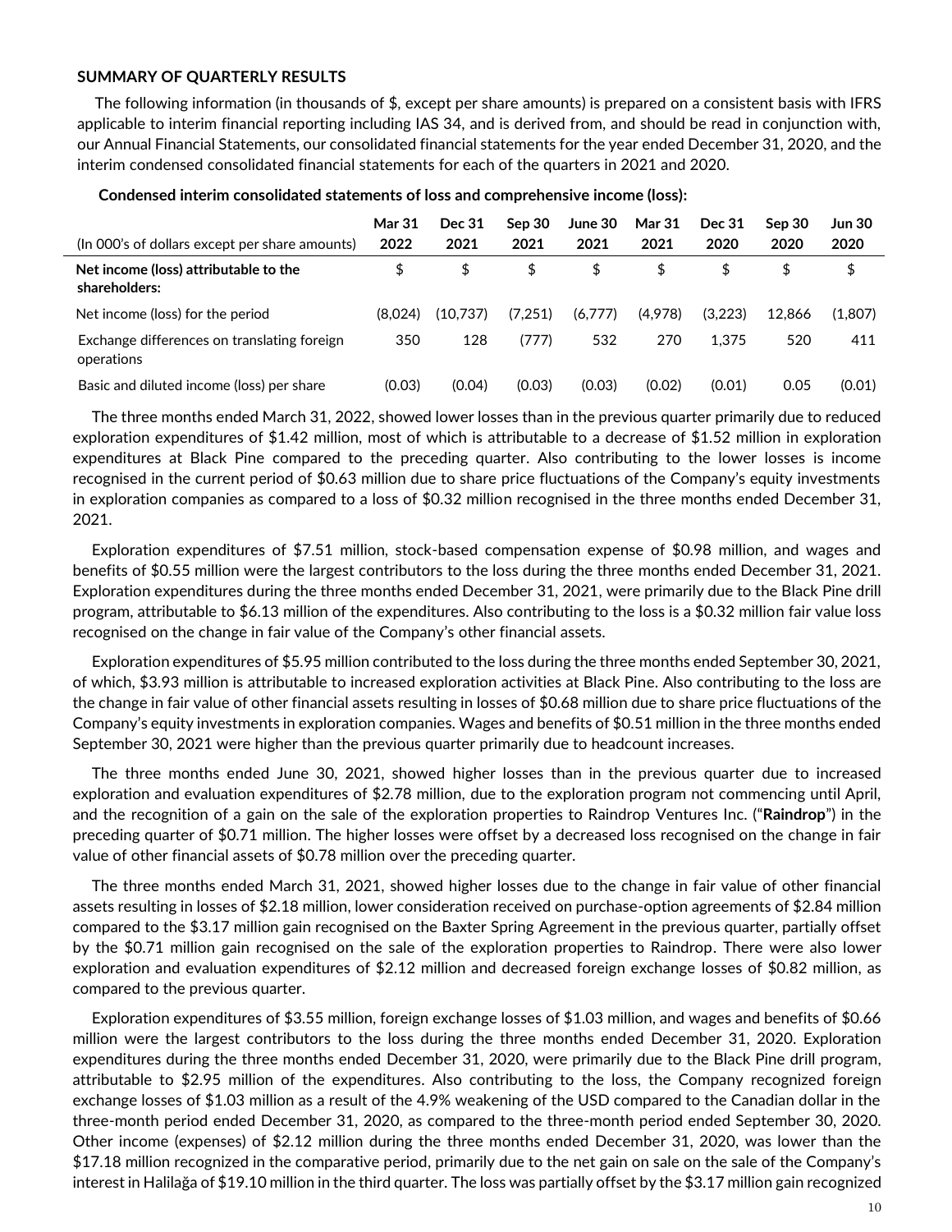**SUMMARY OF QUARTERLY RESULTS**

The following information (in thousands of $, except per share amounts) is prepared on a consistent basis with IFRS applicable to interim financial reporting including IAS 34, and is derived from, and should be read in conjunction with, our Annual Financial Statements, our consolidated financial statements for the year ended December 31, 2020, and the interim condensed consolidated financial statements for each of the quarters in 2021 and 2020.

**Condensed interim consolidated statements of loss and comprehensive income (loss):**

| (In 000's of dollars except per share amounts) | Mar 31 2022 | Dec 31 2021 | Sep 30 2021 | June 30 2021 | Mar 31 2021 | Dec 31 2020 | Sep 30 2020 | Jun 30 2020 |
|---|---|---|---|---|---|---|---|---|
| **Net income (loss) attributable to the shareholders:** | $ | $ | $ | $ | $ | $ | $ | $ |
| Net income (loss) for the period | (8,024) | (10,737) | (7,251) | (6,777) | (4,978) | (3,223) | 12,866 | (1,807) |
| Exchange differences on translating foreign operations | 350 | 128 | (777) | 532 | 270 | 1,375 | 520 | 411 |
| Basic and diluted income (loss) per share | (0.03) | (0.04) | (0.03) | (0.03) | (0.02) | (0.01) | 0.05 | (0.01) |

The three months ended March 31, 2022, showed lower losses than in the previous quarter primarily due to reduced exploration expenditures of $1.42 million, most of which is attributable to a decrease of $1.52 million in exploration expenditures at Black Pine compared to the preceding quarter. Also contributing to the lower losses is income recognised in the current period of $0.63 million due to share price fluctuations of the Company's equity investments in exploration companies as compared to a loss of $0.32 million recognised in the three months ended December 31, 2021.

Exploration expenditures of $7.51 million, stock-based compensation expense of $0.98 million, and wages and benefits of $0.55 million were the largest contributors to the loss during the three months ended December 31, 2021. Exploration expenditures during the three months ended December 31, 2021, were primarily due to the Black Pine drill program, attributable to $6.13 million of the expenditures. Also contributing to the loss is a $0.32 million fair value loss recognised on the change in fair value of the Company's other financial assets.

Exploration expenditures of $5.95 million contributed to the loss during the three months ended September 30, 2021, of which, $3.93 million is attributable to increased exploration activities at Black Pine. Also contributing to the loss are the change in fair value of other financial assets resulting in losses of $0.68 million due to share price fluctuations of the Company's equity investments in exploration companies. Wages and benefits of $0.51 million in the three months ended September 30, 2021 were higher than the previous quarter primarily due to headcount increases.

The three months ended June 30, 2021, showed higher losses than in the previous quarter due to increased exploration and evaluation expenditures of $2.78 million, due to the exploration program not commencing until April, and the recognition of a gain on the sale of the exploration properties to Raindrop Ventures Inc. ("**Raindrop**") in the preceding quarter of $0.71 million. The higher losses were offset by a decreased loss recognised on the change in fair value of other financial assets of $0.78 million over the preceding quarter.

The three months ended March 31, 2021, showed higher losses due to the change in fair value of other financial assets resulting in losses of $2.18 million, lower consideration received on purchase-option agreements of $2.84 million compared to the $3.17 million gain recognised on the Baxter Spring Agreement in the previous quarter, partially offset by the $0.71 million gain recognised on the sale of the exploration properties to Raindrop. There were also lower exploration and evaluation expenditures of $2.12 million and decreased foreign exchange losses of $0.82 million, as compared to the previous quarter.

Exploration expenditures of $3.55 million, foreign exchange losses of $1.03 million, and wages and benefits of $0.66 million were the largest contributors to the loss during the three months ended December 31, 2020. Exploration expenditures during the three months ended December 31, 2020, were primarily due to the Black Pine drill program, attributable to $2.95 million of the expenditures. Also contributing to the loss, the Company recognized foreign exchange losses of $1.03 million as a result of the 4.9% weakening of the USD compared to the Canadian dollar in the three-month period ended December 31, 2020, as compared to the three-month period ended September 30, 2020. Other income (expenses) of $2.12 million during the three months ended December 31, 2020, was lower than the $17.18 million recognized in the comparative period, primarily due to the net gain on sale on the sale of the Company's interest in Halilağa of $19.10 million in the third quarter. The loss was partially offset by the $3.17 million gain recognized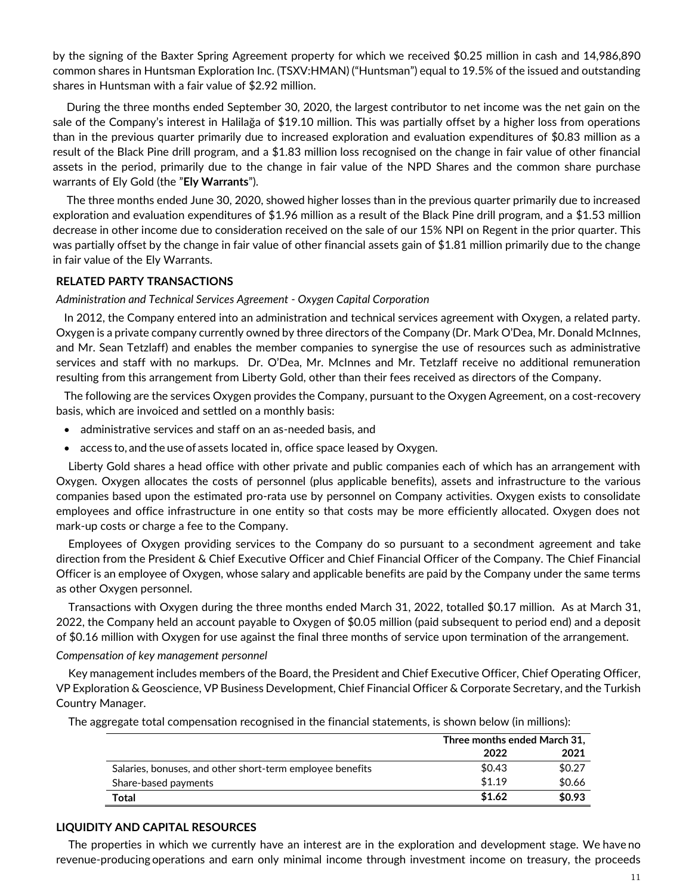by the signing of the Baxter Spring Agreement property for which we received $0.25 million in cash and 14,986,890 common shares in Huntsman Exploration Inc. (TSXV:HMAN) ("Huntsman") equal to 19.5% of the issued and outstanding shares in Huntsman with a fair value of $2.92 million.

During the three months ended September 30, 2020, the largest contributor to net income was the net gain on the sale of the Company's interest in Halilağa of $19.10 million. This was partially offset by a higher loss from operations than in the previous quarter primarily due to increased exploration and evaluation expenditures of $0.83 million as a result of the Black Pine drill program, and a $1.83 million loss recognised on the change in fair value of other financial assets in the period, primarily due to the change in fair value of the NPD Shares and the common share purchase warrants of Ely Gold (the "**Ely Warrants**").

The three months ended June 30, 2020, showed higher losses than in the previous quarter primarily due to increased exploration and evaluation expenditures of $1.96 million as a result of the Black Pine drill program, and a $1.53 million decrease in other income due to consideration received on the sale of our 15% NPI on Regent in the prior quarter. This was partially offset by the change in fair value of other financial assets gain of $1.81 million primarily due to the change in fair value of the Ely Warrants.

## RELATED PARTY TRANSACTIONS

*Administration and Technical Services Agreement - Oxygen Capital Corporation*

In 2012, the Company entered into an administration and technical services agreement with Oxygen, a related party. Oxygen is a private company currently owned by three directors of the Company (Dr. Mark O'Dea, Mr. Donald McInnes, and Mr. Sean Tetzlaff) and enables the member companies to synergise the use of resources such as administrative services and staff with no markups. Dr. O'Dea, Mr. McInnes and Mr. Tetzlaff receive no additional remuneration resulting from this arrangement from Liberty Gold, other than their fees received as directors of the Company.

The following are the services Oxygen provides the Company, pursuant to the Oxygen Agreement, on a cost-recovery basis, which are invoiced and settled on a monthly basis:

- administrative services and staff on an as-needed basis, and
- access to, and the use of assets located in, office space leased by Oxygen.

Liberty Gold shares a head office with other private and public companies each of which has an arrangement with Oxygen. Oxygen allocates the costs of personnel (plus applicable benefits), assets and infrastructure to the various companies based upon the estimated pro-rata use by personnel on Company activities. Oxygen exists to consolidate employees and office infrastructure in one entity so that costs may be more efficiently allocated. Oxygen does not mark-up costs or charge a fee to the Company.

Employees of Oxygen providing services to the Company do so pursuant to a secondment agreement and take direction from the President & Chief Executive Officer and Chief Financial Officer of the Company. The Chief Financial Officer is an employee of Oxygen, whose salary and applicable benefits are paid by the Company under the same terms as other Oxygen personnel.

Transactions with Oxygen during the three months ended March 31, 2022, totalled $0.17 million. As at March 31, 2022, the Company held an account payable to Oxygen of $0.05 million (paid subsequent to period end) and a deposit of $0.16 million with Oxygen for use against the final three months of service upon termination of the arrangement.

*Compensation of key management personnel*

Key management includes members of the Board, the President and Chief Executive Officer, Chief Operating Officer, VP Exploration & Geoscience, VP Business Development, Chief Financial Officer & Corporate Secretary, and the Turkish Country Manager.

The aggregate total compensation recognised in the financial statements, is shown below (in millions):

| | Three months ended March 31, | |
|---|---|---|
| | 2022 | 2021 |
| Salaries, bonuses, and other short-term employee benefits | $0.43 | $0.27 |
| Share-based payments | $1.19 | $0.66 |
| **Total** | **$1.62** | **$0.93** |

## LIQUIDITY AND CAPITAL RESOURCES

The properties in which we currently have an interest are in the exploration and development stage. We have no revenue-producing operations and earn only minimal income through investment income on treasury, the proceeds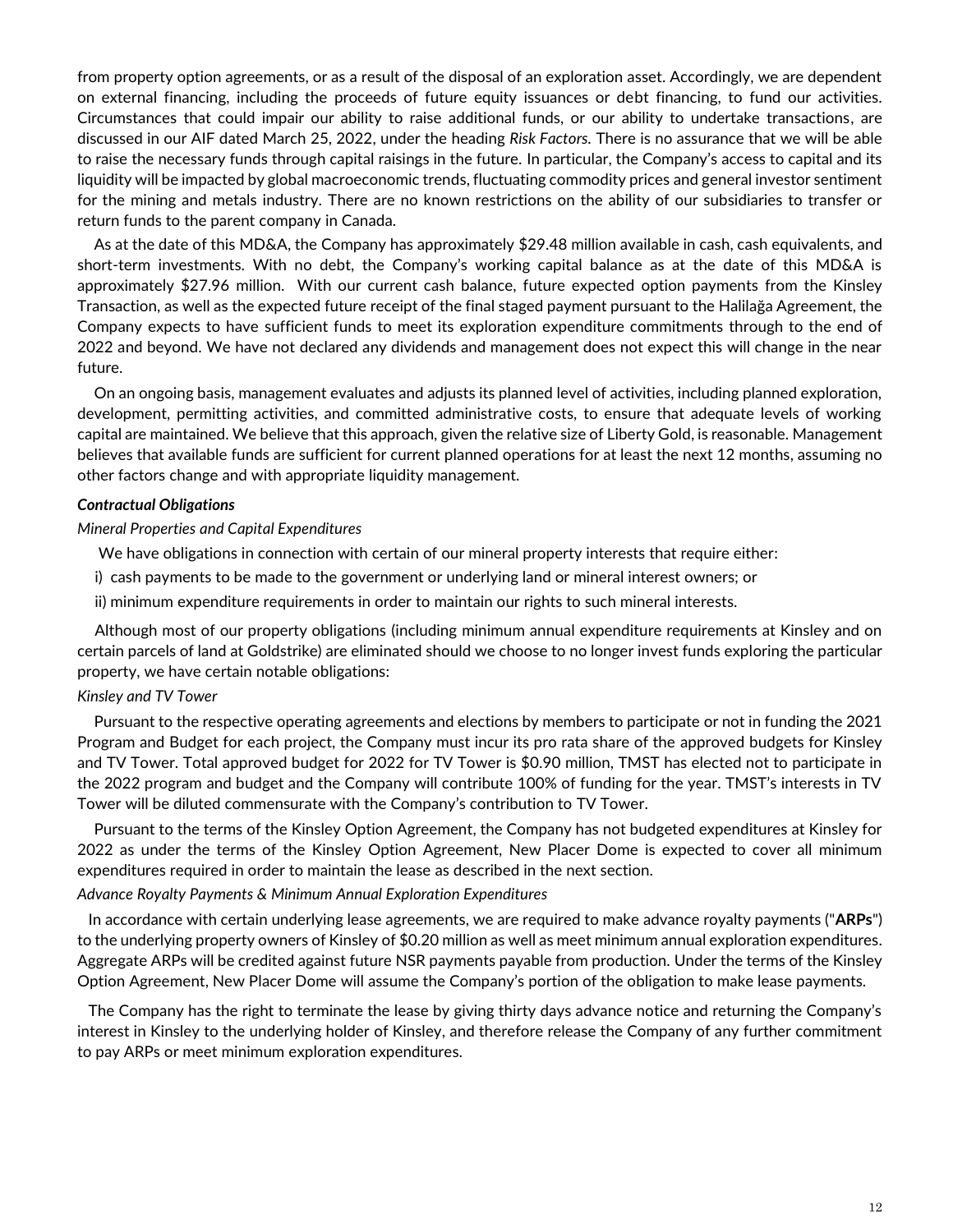from property option agreements, or as a result of the disposal of an exploration asset. Accordingly, we are dependent on external financing, including the proceeds of future equity issuances or debt financing, to fund our activities. Circumstances that could impair our ability to raise additional funds, or our ability to undertake transactions, are discussed in our AIF dated March 25, 2022, under the heading *Risk Factors.* There is no assurance that we will be able to raise the necessary funds through capital raisings in the future. In particular, the Company's access to capital and its liquidity will be impacted by global macroeconomic trends, fluctuating commodity prices and general investor sentiment for the mining and metals industry. There are no known restrictions on the ability of our subsidiaries to transfer or return funds to the parent company in Canada.

As at the date of this MD&A, the Company has approximately $29.48 million available in cash, cash equivalents, and short-term investments. With no debt, the Company's working capital balance as at the date of this MD&A is approximately $27.96 million. With our current cash balance, future expected option payments from the Kinsley Transaction, as well as the expected future receipt of the final staged payment pursuant to the Halilağa Agreement, the Company expects to have sufficient funds to meet its exploration expenditure commitments through to the end of 2022 and beyond. We have not declared any dividends and management does not expect this will change in the near future.

On an ongoing basis, management evaluates and adjusts its planned level of activities, including planned exploration, development, permitting activities, and committed administrative costs, to ensure that adequate levels of working capital are maintained. We believe that this approach, given the relative size of Liberty Gold, is reasonable. Management believes that available funds are sufficient for current planned operations for at least the next 12 months, assuming no other factors change and with appropriate liquidity management.

***Contractual Obligations***

*Mineral Properties and Capital Expenditures*

We have obligations in connection with certain of our mineral property interests that require either:

i) cash payments to be made to the government or underlying land or mineral interest owners; or

ii) minimum expenditure requirements in order to maintain our rights to such mineral interests.

Although most of our property obligations (including minimum annual expenditure requirements at Kinsley and on certain parcels of land at Goldstrike) are eliminated should we choose to no longer invest funds exploring the particular property, we have certain notable obligations:

*Kinsley and TV Tower*

Pursuant to the respective operating agreements and elections by members to participate or not in funding the 2021 Program and Budget for each project, the Company must incur its pro rata share of the approved budgets for Kinsley and TV Tower. Total approved budget for 2022 for TV Tower is $0.90 million, TMST has elected not to participate in the 2022 program and budget and the Company will contribute 100% of funding for the year. TMST's interests in TV Tower will be diluted commensurate with the Company's contribution to TV Tower.

Pursuant to the terms of the Kinsley Option Agreement, the Company has not budgeted expenditures at Kinsley for 2022 as under the terms of the Kinsley Option Agreement, New Placer Dome is expected to cover all minimum expenditures required in order to maintain the lease as described in the next section.

*Advance Royalty Payments & Minimum Annual Exploration Expenditures*

In accordance with certain underlying lease agreements, we are required to make advance royalty payments ("**ARPs**") to the underlying property owners of Kinsley of $0.20 million as well as meet minimum annual exploration expenditures. Aggregate ARPs will be credited against future NSR payments payable from production. Under the terms of the Kinsley Option Agreement, New Placer Dome will assume the Company's portion of the obligation to make lease payments.

The Company has the right to terminate the lease by giving thirty days advance notice and returning the Company's interest in Kinsley to the underlying holder of Kinsley, and therefore release the Company of any further commitment to pay ARPs or meet minimum exploration expenditures.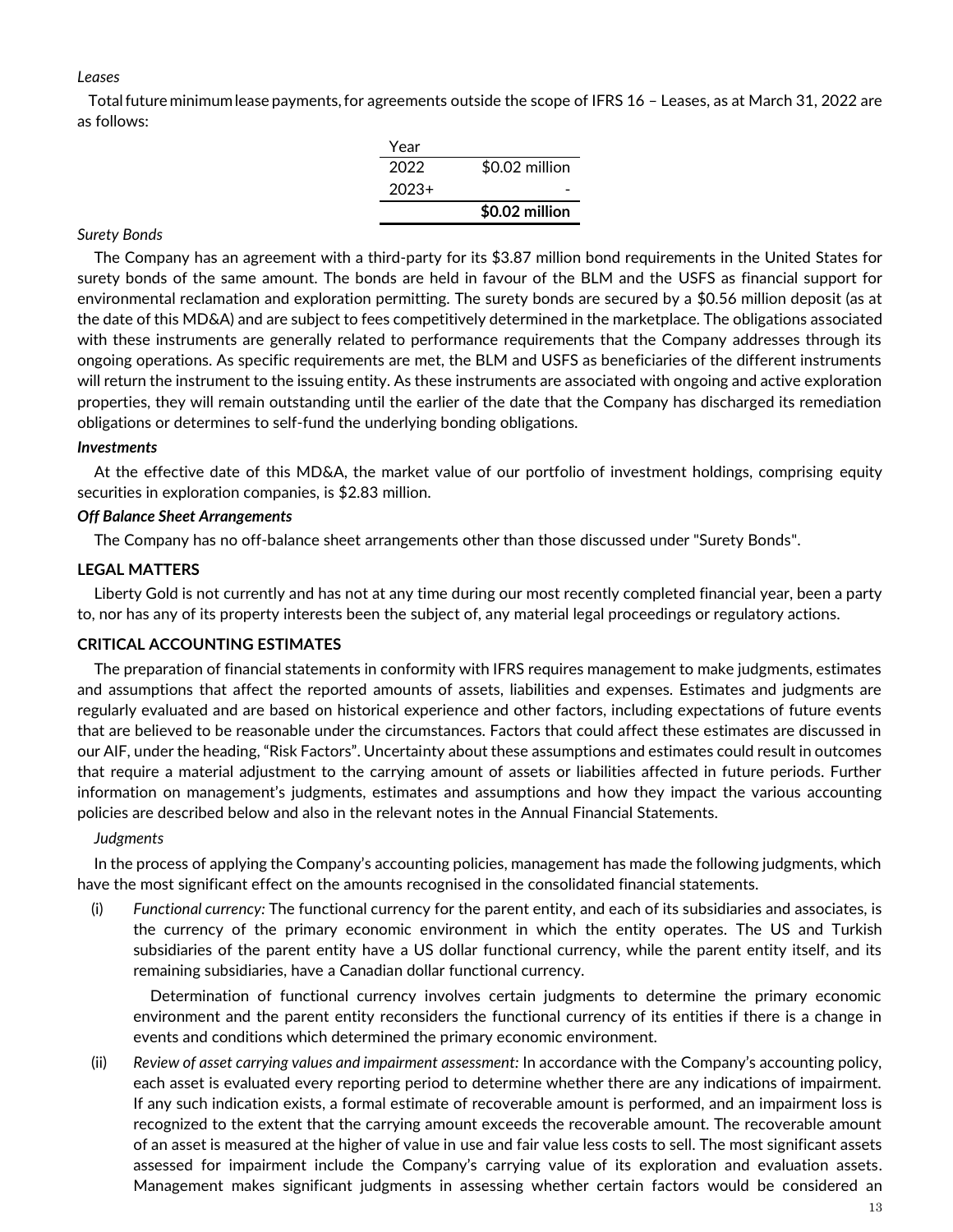*Leases*

Total future minimum lease payments, for agreements outside the scope of IFRS 16 – Leases, as at March 31, 2022 are as follows:

| Year | |
|---|---|
| 2022 | $0.02 million |
| 2023+ | - |
| | **$0.02 million** |

*Surety Bonds*

The Company has an agreement with a third-party for its $3.87 million bond requirements in the United States for surety bonds of the same amount. The bonds are held in favour of the BLM and the USFS as financial support for environmental reclamation and exploration permitting. The surety bonds are secured by a $0.56 million deposit (as at the date of this MD&A) and are subject to fees competitively determined in the marketplace. The obligations associated with these instruments are generally related to performance requirements that the Company addresses through its ongoing operations. As specific requirements are met, the BLM and USFS as beneficiaries of the different instruments will return the instrument to the issuing entity. As these instruments are associated with ongoing and active exploration properties, they will remain outstanding until the earlier of the date that the Company has discharged its remediation obligations or determines to self-fund the underlying bonding obligations.

***Investments***

At the effective date of this MD&A, the market value of our portfolio of investment holdings, comprising equity securities in exploration companies, is $2.83 million.

***Off Balance Sheet Arrangements***

The Company has no off-balance sheet arrangements other than those discussed under "Surety Bonds".

## LEGAL MATTERS

Liberty Gold is not currently and has not at any time during our most recently completed financial year, been a party to, nor has any of its property interests been the subject of, any material legal proceedings or regulatory actions.

## CRITICAL ACCOUNTING ESTIMATES

The preparation of financial statements in conformity with IFRS requires management to make judgments, estimates and assumptions that affect the reported amounts of assets, liabilities and expenses. Estimates and judgments are regularly evaluated and are based on historical experience and other factors, including expectations of future events that are believed to be reasonable under the circumstances. Factors that could affect these estimates are discussed in our AIF, under the heading, "Risk Factors". Uncertainty about these assumptions and estimates could result in outcomes that require a material adjustment to the carrying amount of assets or liabilities affected in future periods. Further information on management's judgments, estimates and assumptions and how they impact the various accounting policies are described below and also in the relevant notes in the Annual Financial Statements.

*Judgments*

In the process of applying the Company's accounting policies, management has made the following judgments, which have the most significant effect on the amounts recognised in the consolidated financial statements.

(i) *Functional currency:* The functional currency for the parent entity, and each of its subsidiaries and associates, is the currency of the primary economic environment in which the entity operates. The US and Turkish subsidiaries of the parent entity have a US dollar functional currency, while the parent entity itself, and its remaining subsidiaries, have a Canadian dollar functional currency.

    Determination of functional currency involves certain judgments to determine the primary economic environment and the parent entity reconsiders the functional currency of its entities if there is a change in events and conditions which determined the primary economic environment.

(ii) *Review of asset carrying values and impairment assessment:* In accordance with the Company's accounting policy, each asset is evaluated every reporting period to determine whether there are any indications of impairment. If any such indication exists, a formal estimate of recoverable amount is performed, and an impairment loss is recognized to the extent that the carrying amount exceeds the recoverable amount. The recoverable amount of an asset is measured at the higher of value in use and fair value less costs to sell. The most significant assets assessed for impairment include the Company's carrying value of its exploration and evaluation assets. Management makes significant judgments in assessing whether certain factors would be considered an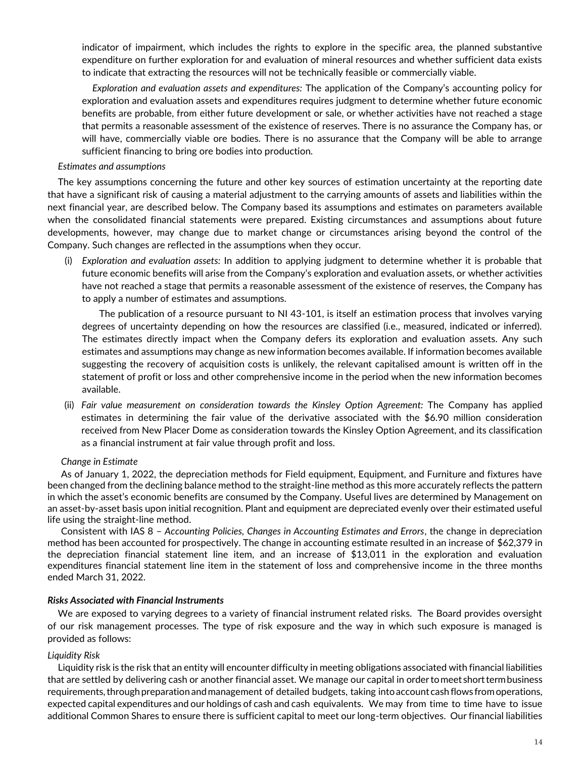indicator of impairment, which includes the rights to explore in the specific area, the planned substantive expenditure on further exploration for and evaluation of mineral resources and whether sufficient data exists to indicate that extracting the resources will not be technically feasible or commercially viable.

*Exploration and evaluation assets and expenditures:* The application of the Company's accounting policy for exploration and evaluation assets and expenditures requires judgment to determine whether future economic benefits are probable, from either future development or sale, or whether activities have not reached a stage that permits a reasonable assessment of the existence of reserves. There is no assurance the Company has, or will have, commercially viable ore bodies. There is no assurance that the Company will be able to arrange sufficient financing to bring ore bodies into production.

*Estimates and assumptions*

The key assumptions concerning the future and other key sources of estimation uncertainty at the reporting date that have a significant risk of causing a material adjustment to the carrying amounts of assets and liabilities within the next financial year, are described below. The Company based its assumptions and estimates on parameters available when the consolidated financial statements were prepared. Existing circumstances and assumptions about future developments, however, may change due to market change or circumstances arising beyond the control of the Company. Such changes are reflected in the assumptions when they occur.

(i) *Exploration and evaluation assets:* In addition to applying judgment to determine whether it is probable that future economic benefits will arise from the Company's exploration and evaluation assets, or whether activities have not reached a stage that permits a reasonable assessment of the existence of reserves, the Company has to apply a number of estimates and assumptions.

   The publication of a resource pursuant to NI 43-101, is itself an estimation process that involves varying degrees of uncertainty depending on how the resources are classified (i.e., measured, indicated or inferred). The estimates directly impact when the Company defers its exploration and evaluation assets. Any such estimates and assumptions may change as new information becomes available. If information becomes available suggesting the recovery of acquisition costs is unlikely, the relevant capitalised amount is written off in the statement of profit or loss and other comprehensive income in the period when the new information becomes available.

(ii) *Fair value measurement on consideration towards the Kinsley Option Agreement:* The Company has applied estimates in determining the fair value of the derivative associated with the $6.90 million consideration received from New Placer Dome as consideration towards the Kinsley Option Agreement, and its classification as a financial instrument at fair value through profit and loss.

*Change in Estimate*

As of January 1, 2022, the depreciation methods for Field equipment, Equipment, and Furniture and fixtures have been changed from the declining balance method to the straight-line method as this more accurately reflects the pattern in which the asset's economic benefits are consumed by the Company. Useful lives are determined by Management on an asset-by-asset basis upon initial recognition. Plant and equipment are depreciated evenly over their estimated useful life using the straight-line method.

Consistent with IAS 8 – *Accounting Policies, Changes in Accounting Estimates and Errors*, the change in depreciation method has been accounted for prospectively. The change in accounting estimate resulted in an increase of $62,379 in the depreciation financial statement line item, and an increase of $13,011 in the exploration and evaluation expenditures financial statement line item in the statement of loss and comprehensive income in the three months ended March 31, 2022.

***Risks Associated with Financial Instruments***

We are exposed to varying degrees to a variety of financial instrument related risks. The Board provides oversight of our risk management processes. The type of risk exposure and the way in which such exposure is managed is provided as follows:

*Liquidity Risk*

Liquidity risk is the risk that an entity will encounter difficulty in meeting obligations associated with financial liabilities that are settled by delivering cash or another financial asset. We manage our capital in order to meet short term business requirements, through preparation and management of detailed budgets, taking into account cash flows from operations, expected capital expenditures and our holdings of cash and cash equivalents. We may from time to time have to issue additional Common Shares to ensure there is sufficient capital to meet our long-term objectives. Our financial liabilities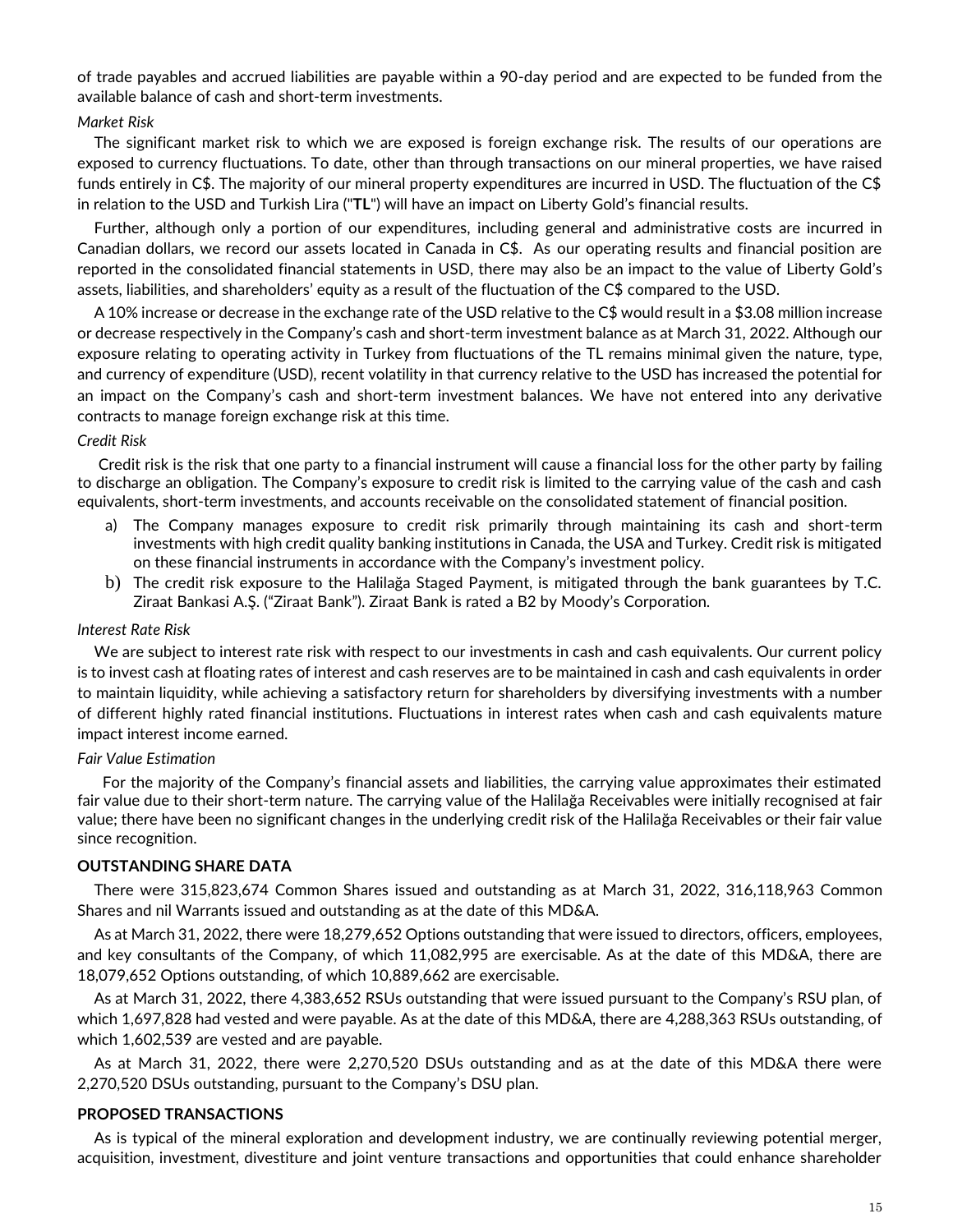of trade payables and accrued liabilities are payable within a 90-day period and are expected to be funded from the available balance of cash and short-term investments.

*Market Risk*

The significant market risk to which we are exposed is foreign exchange risk. The results of our operations are exposed to currency fluctuations. To date, other than through transactions on our mineral properties, we have raised funds entirely in C$. The majority of our mineral property expenditures are incurred in USD. The fluctuation of the C$ in relation to the USD and Turkish Lira ("**TL**") will have an impact on Liberty Gold's financial results.

Further, although only a portion of our expenditures, including general and administrative costs are incurred in Canadian dollars, we record our assets located in Canada in C$. As our operating results and financial position are reported in the consolidated financial statements in USD, there may also be an impact to the value of Liberty Gold's assets, liabilities, and shareholders' equity as a result of the fluctuation of the C$ compared to the USD.

A 10% increase or decrease in the exchange rate of the USD relative to the C$ would result in a $3.08 million increase or decrease respectively in the Company's cash and short-term investment balance as at March 31, 2022. Although our exposure relating to operating activity in Turkey from fluctuations of the TL remains minimal given the nature, type, and currency of expenditure (USD), recent volatility in that currency relative to the USD has increased the potential for an impact on the Company's cash and short-term investment balances. We have not entered into any derivative contracts to manage foreign exchange risk at this time.

*Credit Risk*

Credit risk is the risk that one party to a financial instrument will cause a financial loss for the other party by failing to discharge an obligation. The Company's exposure to credit risk is limited to the carrying value of the cash and cash equivalents, short-term investments, and accounts receivable on the consolidated statement of financial position.

a) The Company manages exposure to credit risk primarily through maintaining its cash and short-term investments with high credit quality banking institutions in Canada, the USA and Turkey. Credit risk is mitigated on these financial instruments in accordance with the Company's investment policy.
b) The credit risk exposure to the Halilağa Staged Payment, is mitigated through the bank guarantees by T.C. Ziraat Bankasi A.Ş. ("Ziraat Bank"). Ziraat Bank is rated a B2 by Moody's Corporation.

*Interest Rate Risk*

We are subject to interest rate risk with respect to our investments in cash and cash equivalents. Our current policy is to invest cash at floating rates of interest and cash reserves are to be maintained in cash and cash equivalents in order to maintain liquidity, while achieving a satisfactory return for shareholders by diversifying investments with a number of different highly rated financial institutions. Fluctuations in interest rates when cash and cash equivalents mature impact interest income earned.

*Fair Value Estimation*

For the majority of the Company's financial assets and liabilities, the carrying value approximates their estimated fair value due to their short-term nature. The carrying value of the Halilağa Receivables were initially recognised at fair value; there have been no significant changes in the underlying credit risk of the Halilağa Receivables or their fair value since recognition.

## OUTSTANDING SHARE DATA

There were 315,823,674 Common Shares issued and outstanding as at March 31, 2022, 316,118,963 Common Shares and nil Warrants issued and outstanding as at the date of this MD&A.

As at March 31, 2022, there were 18,279,652 Options outstanding that were issued to directors, officers, employees, and key consultants of the Company, of which 11,082,995 are exercisable. As at the date of this MD&A, there are 18,079,652 Options outstanding, of which 10,889,662 are exercisable.

As at March 31, 2022, there 4,383,652 RSUs outstanding that were issued pursuant to the Company's RSU plan, of which 1,697,828 had vested and were payable. As at the date of this MD&A, there are 4,288,363 RSUs outstanding, of which 1,602,539 are vested and are payable.

As at March 31, 2022, there were 2,270,520 DSUs outstanding and as at the date of this MD&A there were 2,270,520 DSUs outstanding, pursuant to the Company's DSU plan.

## PROPOSED TRANSACTIONS

As is typical of the mineral exploration and development industry, we are continually reviewing potential merger, acquisition, investment, divestiture and joint venture transactions and opportunities that could enhance shareholder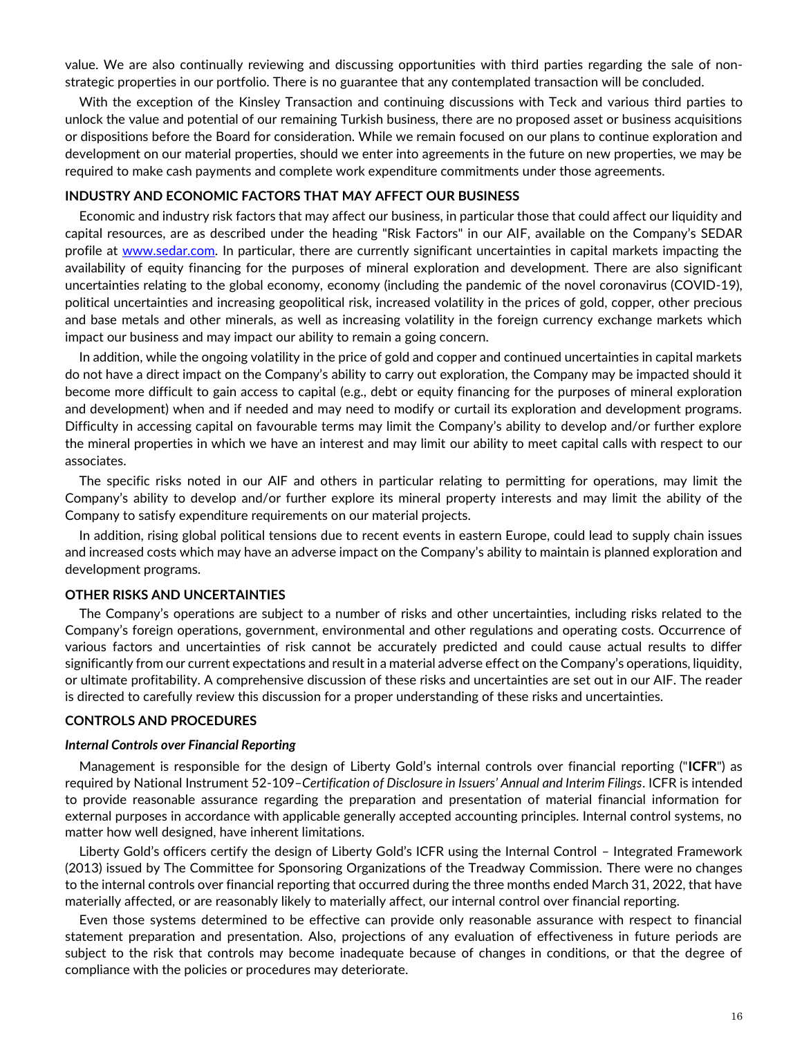value. We are also continually reviewing and discussing opportunities with third parties regarding the sale of non-strategic properties in our portfolio. There is no guarantee that any contemplated transaction will be concluded.

With the exception of the Kinsley Transaction and continuing discussions with Teck and various third parties to unlock the value and potential of our remaining Turkish business, there are no proposed asset or business acquisitions or dispositions before the Board for consideration. While we remain focused on our plans to continue exploration and development on our material properties, should we enter into agreements in the future on new properties, we may be required to make cash payments and complete work expenditure commitments under those agreements.

## INDUSTRY AND ECONOMIC FACTORS THAT MAY AFFECT OUR BUSINESS

Economic and industry risk factors that may affect our business, in particular those that could affect our liquidity and capital resources, are as described under the heading "Risk Factors" in our AIF, available on the Company's SEDAR profile at [www.sedar.com](www.sedar.com). In particular, there are currently significant uncertainties in capital markets impacting the availability of equity financing for the purposes of mineral exploration and development. There are also significant uncertainties relating to the global economy, economy (including the pandemic of the novel coronavirus (COVID-19), political uncertainties and increasing geopolitical risk, increased volatility in the prices of gold, copper, other precious and base metals and other minerals, as well as increasing volatility in the foreign currency exchange markets which impact our business and may impact our ability to remain a going concern.

In addition, while the ongoing volatility in the price of gold and copper and continued uncertainties in capital markets do not have a direct impact on the Company's ability to carry out exploration, the Company may be impacted should it become more difficult to gain access to capital (e.g., debt or equity financing for the purposes of mineral exploration and development) when and if needed and may need to modify or curtail its exploration and development programs. Difficulty in accessing capital on favourable terms may limit the Company's ability to develop and/or further explore the mineral properties in which we have an interest and may limit our ability to meet capital calls with respect to our associates.

The specific risks noted in our AIF and others in particular relating to permitting for operations, may limit the Company's ability to develop and/or further explore its mineral property interests and may limit the ability of the Company to satisfy expenditure requirements on our material projects.

In addition, rising global political tensions due to recent events in eastern Europe, could lead to supply chain issues and increased costs which may have an adverse impact on the Company's ability to maintain is planned exploration and development programs.

## OTHER RISKS AND UNCERTAINTIES

The Company's operations are subject to a number of risks and other uncertainties, including risks related to the Company's foreign operations, government, environmental and other regulations and operating costs. Occurrence of various factors and uncertainties of risk cannot be accurately predicted and could cause actual results to differ significantly from our current expectations and result in a material adverse effect on the Company's operations, liquidity, or ultimate profitability. A comprehensive discussion of these risks and uncertainties are set out in our AIF. The reader is directed to carefully review this discussion for a proper understanding of these risks and uncertainties.

## CONTROLS AND PROCEDURES

### *Internal Controls over Financial Reporting*

Management is responsible for the design of Liberty Gold's internal controls over financial reporting ("**ICFR**") as required by National Instrument 52-109–*Certification of Disclosure in Issuers' Annual and Interim Filings*. ICFR is intended to provide reasonable assurance regarding the preparation and presentation of material financial information for external purposes in accordance with applicable generally accepted accounting principles. Internal control systems, no matter how well designed, have inherent limitations.

Liberty Gold's officers certify the design of Liberty Gold's ICFR using the Internal Control – Integrated Framework (2013) issued by The Committee for Sponsoring Organizations of the Treadway Commission. There were no changes to the internal controls over financial reporting that occurred during the three months ended March 31, 2022, that have materially affected, or are reasonably likely to materially affect, our internal control over financial reporting.

Even those systems determined to be effective can provide only reasonable assurance with respect to financial statement preparation and presentation. Also, projections of any evaluation of effectiveness in future periods are subject to the risk that controls may become inadequate because of changes in conditions, or that the degree of compliance with the policies or procedures may deteriorate.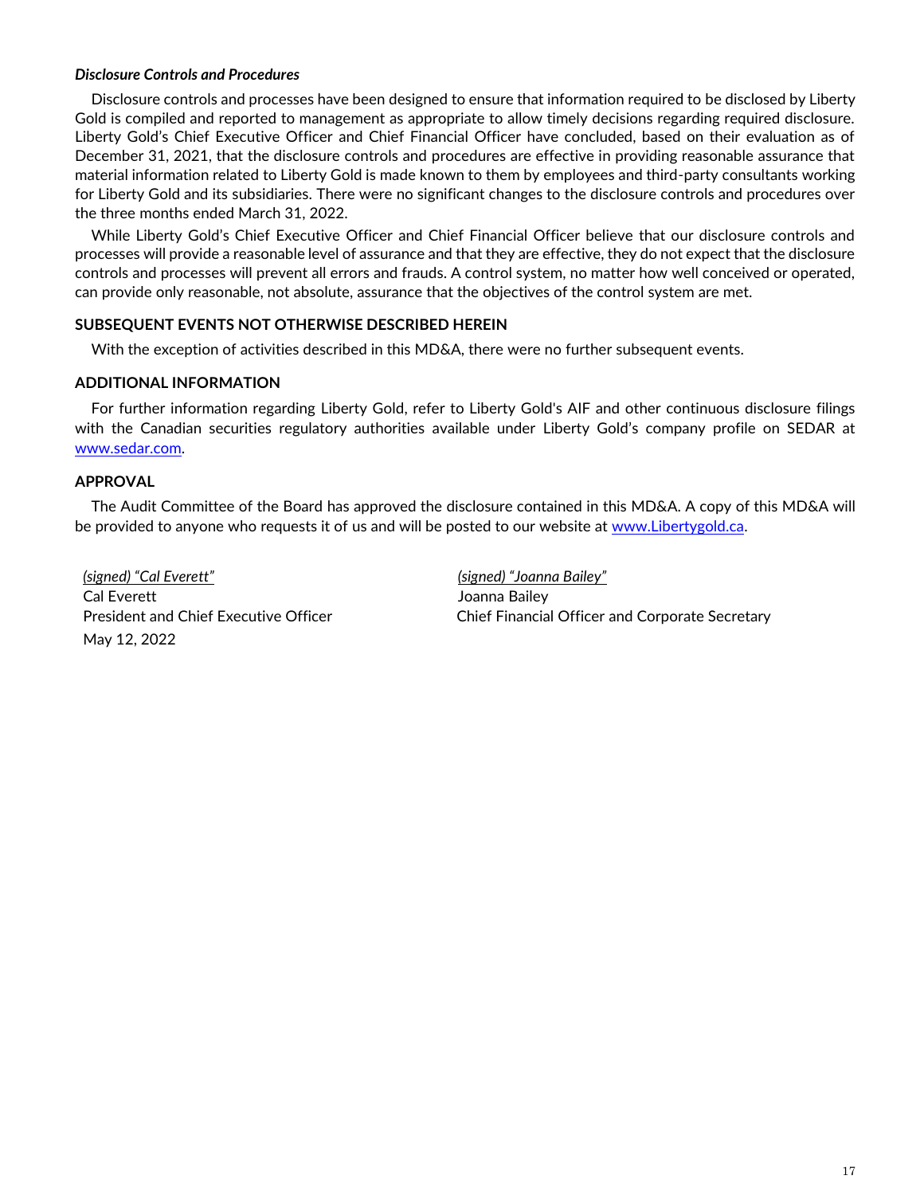***Disclosure Controls and Procedures***

Disclosure controls and processes have been designed to ensure that information required to be disclosed by Liberty Gold is compiled and reported to management as appropriate to allow timely decisions regarding required disclosure. Liberty Gold's Chief Executive Officer and Chief Financial Officer have concluded, based on their evaluation as of December 31, 2021, that the disclosure controls and procedures are effective in providing reasonable assurance that material information related to Liberty Gold is made known to them by employees and third-party consultants working for Liberty Gold and its subsidiaries. There were no significant changes to the disclosure controls and procedures over the three months ended March 31, 2022.

While Liberty Gold's Chief Executive Officer and Chief Financial Officer believe that our disclosure controls and processes will provide a reasonable level of assurance and that they are effective, they do not expect that the disclosure controls and processes will prevent all errors and frauds. A control system, no matter how well conceived or operated, can provide only reasonable, not absolute, assurance that the objectives of the control system are met.

## SUBSEQUENT EVENTS NOT OTHERWISE DESCRIBED HEREIN

With the exception of activities described in this MD&A, there were no further subsequent events.

## ADDITIONAL INFORMATION

For further information regarding Liberty Gold, refer to Liberty Gold's AIF and other continuous disclosure filings with the Canadian securities regulatory authorities available under Liberty Gold's company profile on SEDAR at [www.sedar.com](www.sedar.com).

## APPROVAL

The Audit Committee of the Board has approved the disclosure contained in this MD&A. A copy of this MD&A will be provided to anyone who requests it of us and will be posted to our website at [www.Libertygold.ca](www.Libertygold.ca).

*(signed) "Cal Everett"*
Cal Everett
President and Chief Executive Officer
May 12, 2022

*(signed) "Joanna Bailey"*
Joanna Bailey
Chief Financial Officer and Corporate Secretary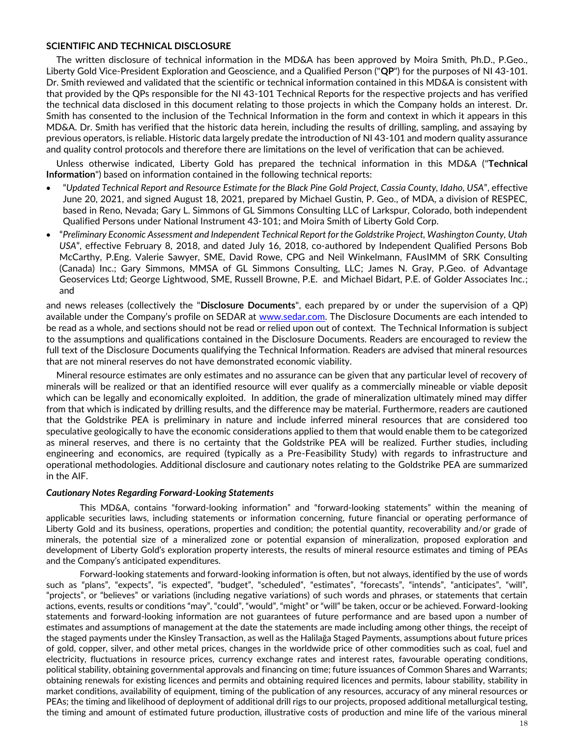**SCIENTIFIC AND TECHNICAL DISCLOSURE**

The written disclosure of technical information in the MD&A has been approved by Moira Smith, Ph.D., P.Geo., Liberty Gold Vice-President Exploration and Geoscience, and a Qualified Person ("**QP**") for the purposes of NI 43-101. Dr. Smith reviewed and validated that the scientific or technical information contained in this MD&A is consistent with that provided by the QPs responsible for the NI 43-101 Technical Reports for the respective projects and has verified the technical data disclosed in this document relating to those projects in which the Company holds an interest. Dr. Smith has consented to the inclusion of the Technical Information in the form and context in which it appears in this MD&A. Dr. Smith has verified that the historic data herein, including the results of drilling, sampling, and assaying by previous operators, is reliable. Historic data largely predate the introduction of NI 43-101 and modern quality assurance and quality control protocols and therefore there are limitations on the level of verification that can be achieved.

Unless otherwise indicated, Liberty Gold has prepared the technical information in this MD&A ("**Technical Information**") based on information contained in the following technical reports:

- "*Updated Technical Report and Resource Estimate for the Black Pine Gold Project, Cassia County, Idaho, USA*", effective June 20, 2021, and signed August 18, 2021, prepared by Michael Gustin, P. Geo., of MDA, a division of RESPEC, based in Reno, Nevada; Gary L. Simmons of GL Simmons Consulting LLC of Larkspur, Colorado, both independent Qualified Persons under National Instrument 43-101; and Moira Smith of Liberty Gold Corp.
- "*Preliminary Economic Assessment and Independent Technical Report for the Goldstrike Project, Washington County, Utah USA*", effective February 8, 2018, and dated July 16, 2018, co-authored by Independent Qualified Persons Bob McCarthy, P.Eng. Valerie Sawyer, SME, David Rowe, CPG and Neil Winkelmann, FAusIMM of SRK Consulting (Canada) Inc.; Gary Simmons, MMSA of GL Simmons Consulting, LLC; James N. Gray, P.Geo. of Advantage Geoservices Ltd; George Lightwood, SME, Russell Browne, P.E. and Michael Bidart, P.E. of Golder Associates Inc.; and

and news releases (collectively the "**Disclosure Documents**", each prepared by or under the supervision of a QP) available under the Company's profile on SEDAR at www.sedar.com. The Disclosure Documents are each intended to be read as a whole, and sections should not be read or relied upon out of context. The Technical Information is subject to the assumptions and qualifications contained in the Disclosure Documents. Readers are encouraged to review the full text of the Disclosure Documents qualifying the Technical Information. Readers are advised that mineral resources that are not mineral reserves do not have demonstrated economic viability.

Mineral resource estimates are only estimates and no assurance can be given that any particular level of recovery of minerals will be realized or that an identified resource will ever qualify as a commercially mineable or viable deposit which can be legally and economically exploited. In addition, the grade of mineralization ultimately mined may differ from that which is indicated by drilling results, and the difference may be material. Furthermore, readers are cautioned that the Goldstrike PEA is preliminary in nature and include inferred mineral resources that are considered too speculative geologically to have the economic considerations applied to them that would enable them to be categorized as mineral reserves, and there is no certainty that the Goldstrike PEA will be realized. Further studies, including engineering and economics, are required (typically as a Pre-Feasibility Study) with regards to infrastructure and operational methodologies. Additional disclosure and cautionary notes relating to the Goldstrike PEA are summarized in the AIF.

***Cautionary Notes Regarding Forward-Looking Statements***

This MD&A, contains "forward-looking information" and "forward-looking statements" within the meaning of applicable securities laws, including statements or information concerning, future financial or operating performance of Liberty Gold and its business, operations, properties and condition; the potential quantity, recoverability and/or grade of minerals, the potential size of a mineralized zone or potential expansion of mineralization, proposed exploration and development of Liberty Gold's exploration property interests, the results of mineral resource estimates and timing of PEAs and the Company's anticipated expenditures.

Forward-looking statements and forward-looking information is often, but not always, identified by the use of words such as "plans", "expects", "is expected", "budget", "scheduled", "estimates", "forecasts", "intends", "anticipates", "will", "projects", or "believes" or variations (including negative variations) of such words and phrases, or statements that certain actions, events, results or conditions "may", "could", "would", "might" or "will" be taken, occur or be achieved. Forward-looking statements and forward-looking information are not guarantees of future performance and are based upon a number of estimates and assumptions of management at the date the statements are made including among other things, the receipt of the staged payments under the Kinsley Transaction, as well as the Halilağa Staged Payments, assumptions about future prices of gold, copper, silver, and other metal prices, changes in the worldwide price of other commodities such as coal, fuel and electricity, fluctuations in resource prices, currency exchange rates and interest rates, favourable operating conditions, political stability, obtaining governmental approvals and financing on time; future issuances of Common Shares and Warrants; obtaining renewals for existing licences and permits and obtaining required licences and permits, labour stability, stability in market conditions, availability of equipment, timing of the publication of any resources, accuracy of any mineral resources or PEAs; the timing and likelihood of deployment of additional drill rigs to our projects, proposed additional metallurgical testing, the timing and amount of estimated future production, illustrative costs of production and mine life of the various mineral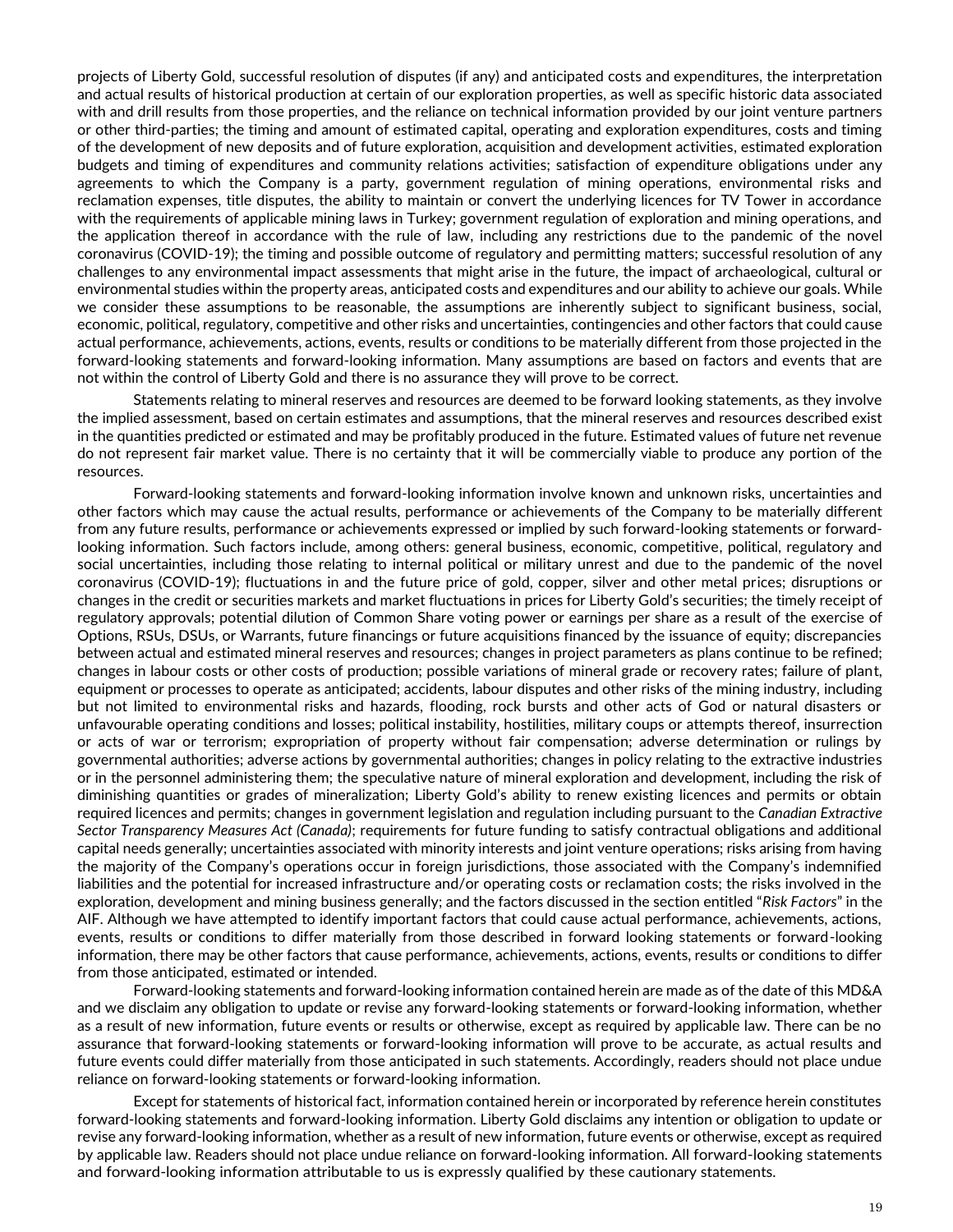projects of Liberty Gold, successful resolution of disputes (if any) and anticipated costs and expenditures, the interpretation and actual results of historical production at certain of our exploration properties, as well as specific historic data associated with and drill results from those properties, and the reliance on technical information provided by our joint venture partners or other third-parties; the timing and amount of estimated capital, operating and exploration expenditures, costs and timing of the development of new deposits and of future exploration, acquisition and development activities, estimated exploration budgets and timing of expenditures and community relations activities; satisfaction of expenditure obligations under any agreements to which the Company is a party, government regulation of mining operations, environmental risks and reclamation expenses, title disputes, the ability to maintain or convert the underlying licences for TV Tower in accordance with the requirements of applicable mining laws in Turkey; government regulation of exploration and mining operations, and the application thereof in accordance with the rule of law, including any restrictions due to the pandemic of the novel coronavirus (COVID-19); the timing and possible outcome of regulatory and permitting matters; successful resolution of any challenges to any environmental impact assessments that might arise in the future, the impact of archaeological, cultural or environmental studies within the property areas, anticipated costs and expenditures and our ability to achieve our goals. While we consider these assumptions to be reasonable, the assumptions are inherently subject to significant business, social, economic, political, regulatory, competitive and other risks and uncertainties, contingencies and other factors that could cause actual performance, achievements, actions, events, results or conditions to be materially different from those projected in the forward-looking statements and forward-looking information. Many assumptions are based on factors and events that are not within the control of Liberty Gold and there is no assurance they will prove to be correct.

Statements relating to mineral reserves and resources are deemed to be forward looking statements, as they involve the implied assessment, based on certain estimates and assumptions, that the mineral reserves and resources described exist in the quantities predicted or estimated and may be profitably produced in the future. Estimated values of future net revenue do not represent fair market value. There is no certainty that it will be commercially viable to produce any portion of the resources.

Forward-looking statements and forward-looking information involve known and unknown risks, uncertainties and other factors which may cause the actual results, performance or achievements of the Company to be materially different from any future results, performance or achievements expressed or implied by such forward-looking statements or forward-looking information. Such factors include, among others: general business, economic, competitive, political, regulatory and social uncertainties, including those relating to internal political or military unrest and due to the pandemic of the novel coronavirus (COVID-19); fluctuations in and the future price of gold, copper, silver and other metal prices; disruptions or changes in the credit or securities markets and market fluctuations in prices for Liberty Gold's securities; the timely receipt of regulatory approvals; potential dilution of Common Share voting power or earnings per share as a result of the exercise of Options, RSUs, DSUs, or Warrants, future financings or future acquisitions financed by the issuance of equity; discrepancies between actual and estimated mineral reserves and resources; changes in project parameters as plans continue to be refined; changes in labour costs or other costs of production; possible variations of mineral grade or recovery rates; failure of plant, equipment or processes to operate as anticipated; accidents, labour disputes and other risks of the mining industry, including but not limited to environmental risks and hazards, flooding, rock bursts and other acts of God or natural disasters or unfavourable operating conditions and losses; political instability, hostilities, military coups or attempts thereof, insurrection or acts of war or terrorism; expropriation of property without fair compensation; adverse determination or rulings by governmental authorities; adverse actions by governmental authorities; changes in policy relating to the extractive industries or in the personnel administering them; the speculative nature of mineral exploration and development, including the risk of diminishing quantities or grades of mineralization; Liberty Gold's ability to renew existing licences and permits or obtain required licences and permits; changes in government legislation and regulation including pursuant to the *Canadian Extractive Sector Transparency Measures Act (Canada)*; requirements for future funding to satisfy contractual obligations and additional capital needs generally; uncertainties associated with minority interests and joint venture operations; risks arising from having the majority of the Company's operations occur in foreign jurisdictions, those associated with the Company's indemnified liabilities and the potential for increased infrastructure and/or operating costs or reclamation costs; the risks involved in the exploration, development and mining business generally; and the factors discussed in the section entitled "*Risk Factors*" in the AIF. Although we have attempted to identify important factors that could cause actual performance, achievements, actions, events, results or conditions to differ materially from those described in forward looking statements or forward-looking information, there may be other factors that cause performance, achievements, actions, events, results or conditions to differ from those anticipated, estimated or intended.

Forward-looking statements and forward-looking information contained herein are made as of the date of this MD&A and we disclaim any obligation to update or revise any forward-looking statements or forward-looking information, whether as a result of new information, future events or results or otherwise, except as required by applicable law. There can be no assurance that forward-looking statements or forward-looking information will prove to be accurate, as actual results and future events could differ materially from those anticipated in such statements. Accordingly, readers should not place undue reliance on forward-looking statements or forward-looking information.

Except for statements of historical fact, information contained herein or incorporated by reference herein constitutes forward-looking statements and forward-looking information. Liberty Gold disclaims any intention or obligation to update or revise any forward-looking information, whether as a result of new information, future events or otherwise, except as required by applicable law. Readers should not place undue reliance on forward-looking information. All forward-looking statements and forward-looking information attributable to us is expressly qualified by these cautionary statements.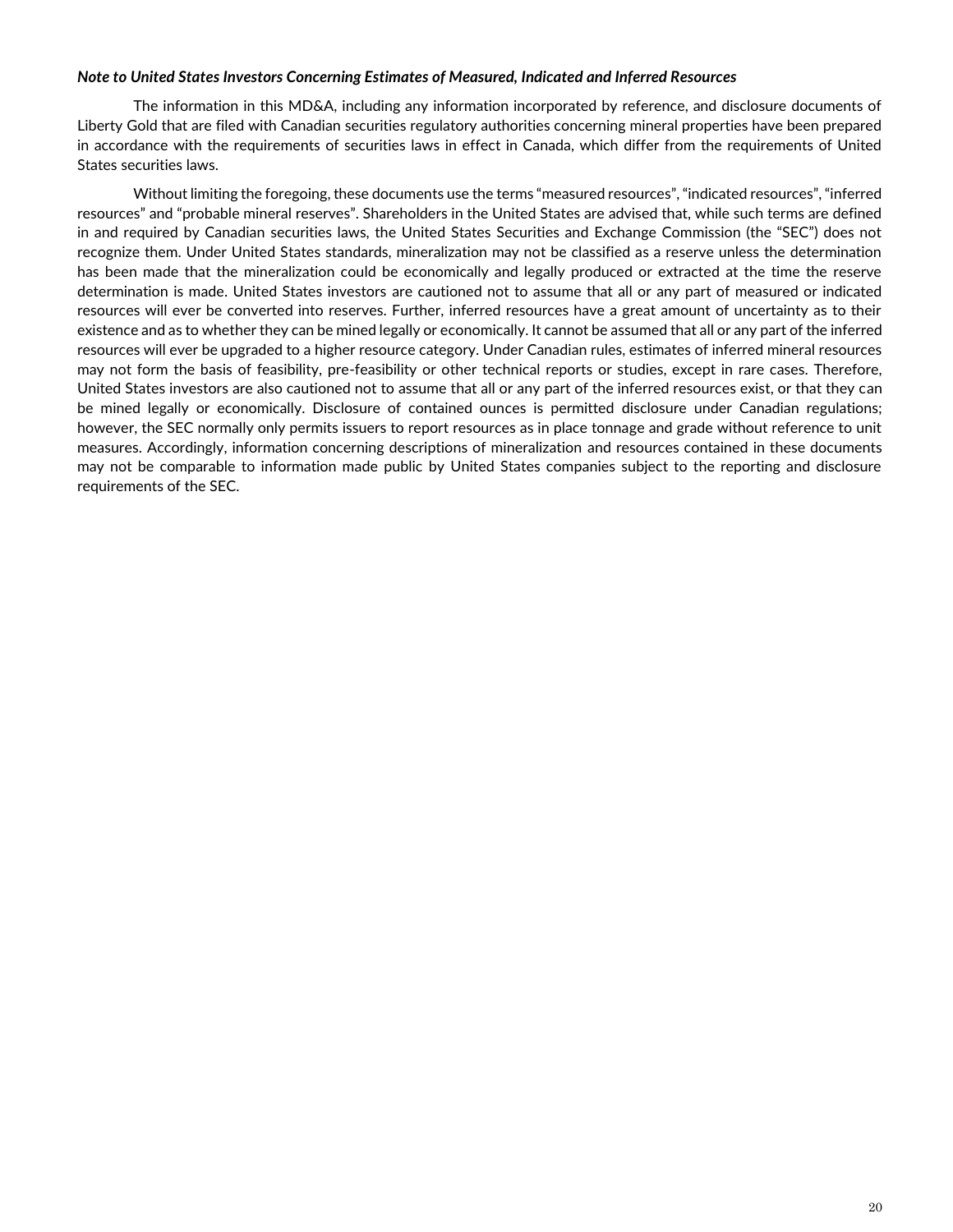***Note to United States Investors Concerning Estimates of Measured, Indicated and Inferred Resources***

The information in this MD&A, including any information incorporated by reference, and disclosure documents of Liberty Gold that are filed with Canadian securities regulatory authorities concerning mineral properties have been prepared in accordance with the requirements of securities laws in effect in Canada, which differ from the requirements of United States securities laws.

Without limiting the foregoing, these documents use the terms "measured resources", "indicated resources", "inferred resources" and "probable mineral reserves". Shareholders in the United States are advised that, while such terms are defined in and required by Canadian securities laws, the United States Securities and Exchange Commission (the "SEC") does not recognize them. Under United States standards, mineralization may not be classified as a reserve unless the determination has been made that the mineralization could be economically and legally produced or extracted at the time the reserve determination is made. United States investors are cautioned not to assume that all or any part of measured or indicated resources will ever be converted into reserves. Further, inferred resources have a great amount of uncertainty as to their existence and as to whether they can be mined legally or economically. It cannot be assumed that all or any part of the inferred resources will ever be upgraded to a higher resource category. Under Canadian rules, estimates of inferred mineral resources may not form the basis of feasibility, pre-feasibility or other technical reports or studies, except in rare cases. Therefore, United States investors are also cautioned not to assume that all or any part of the inferred resources exist, or that they can be mined legally or economically. Disclosure of contained ounces is permitted disclosure under Canadian regulations; however, the SEC normally only permits issuers to report resources as in place tonnage and grade without reference to unit measures. Accordingly, information concerning descriptions of mineralization and resources contained in these documents may not be comparable to information made public by United States companies subject to the reporting and disclosure requirements of the SEC.